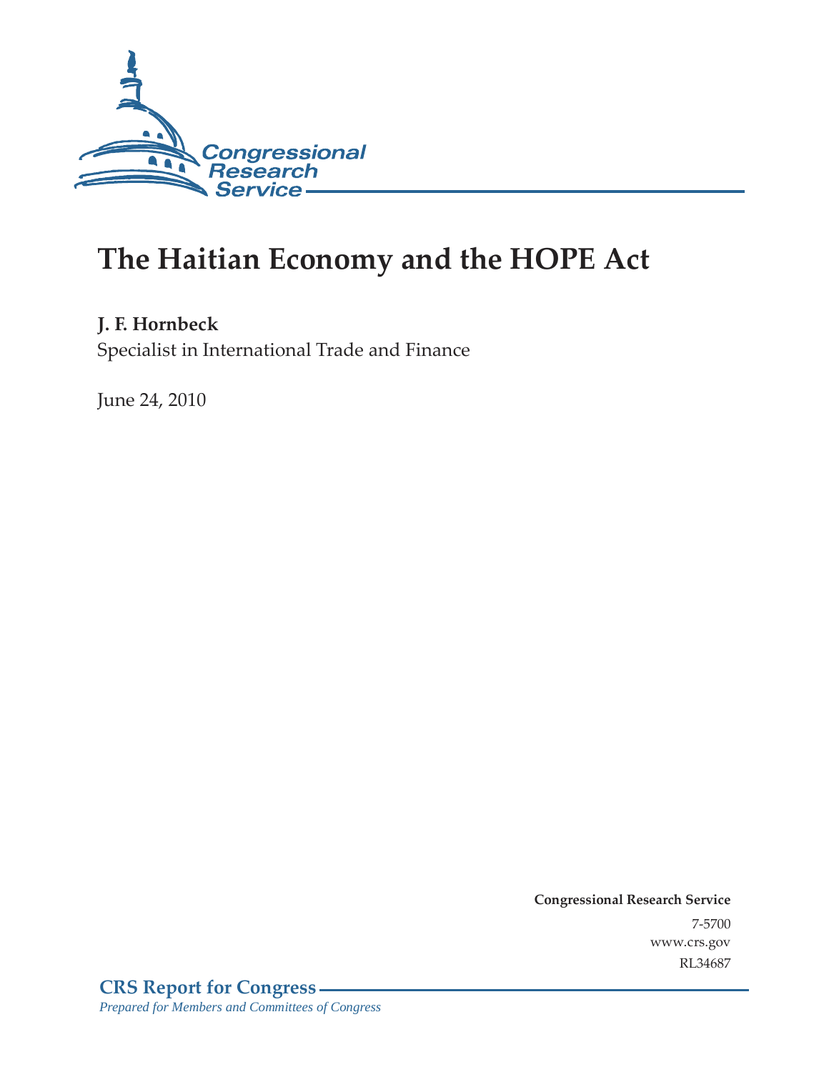Congressional Research Service

# The Haitian Economy and the HOPE Act

**J. F. Hornbeck**
Specialist in International Trade and Finance

June 24, 2010

**Congressional Research Service**
7-5700
www.crs.gov
RL34687

**CRS Report for Congress**
*Prepared for Members and Committees of Congress*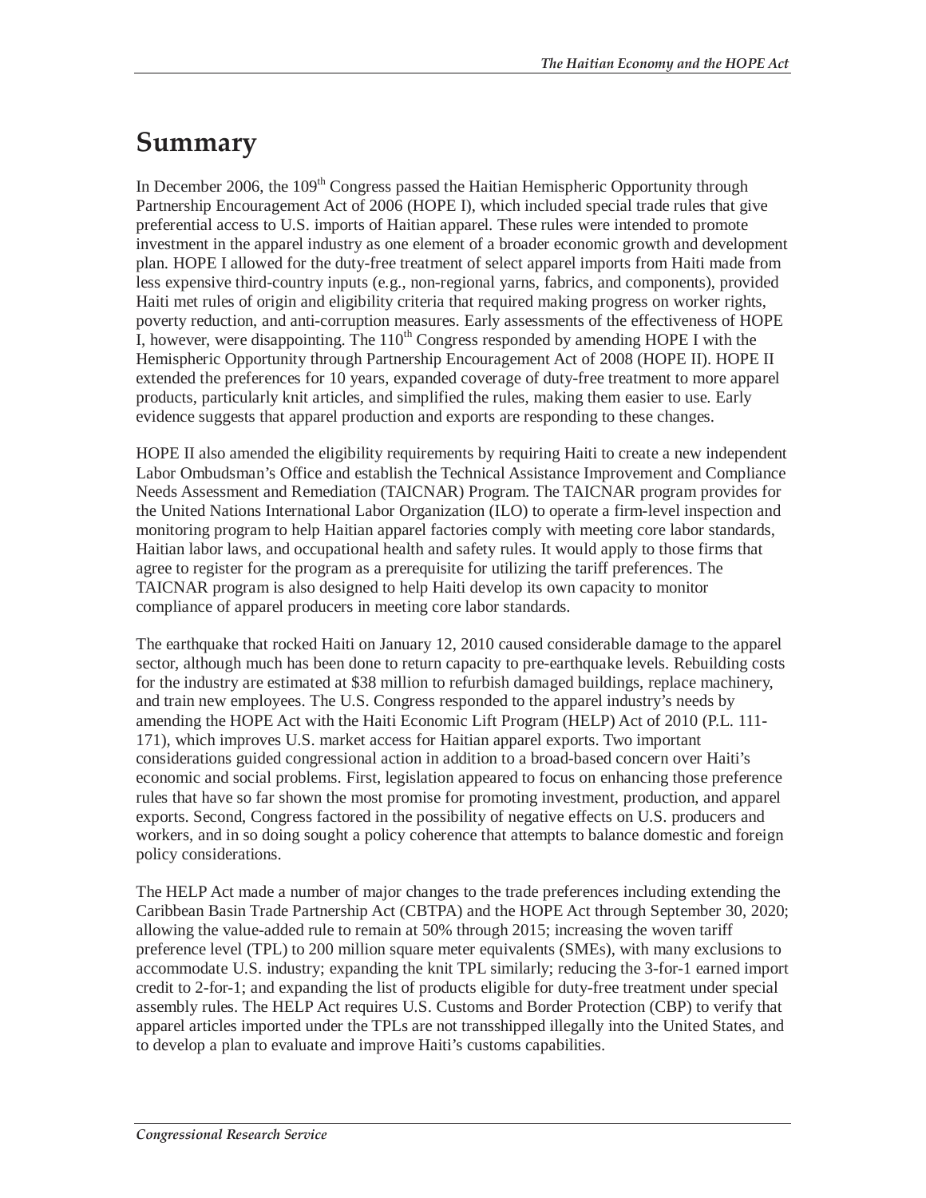# Summary

In December 2006, the 109th Congress passed the Haitian Hemispheric Opportunity through Partnership Encouragement Act of 2006 (HOPE I), which included special trade rules that give preferential access to U.S. imports of Haitian apparel. These rules were intended to promote investment in the apparel industry as one element of a broader economic growth and development plan. HOPE I allowed for the duty-free treatment of select apparel imports from Haiti made from less expensive third-country inputs (e.g., non-regional yarns, fabrics, and components), provided Haiti met rules of origin and eligibility criteria that required making progress on worker rights, poverty reduction, and anti-corruption measures. Early assessments of the effectiveness of HOPE I, however, were disappointing. The 110th Congress responded by amending HOPE I with the Hemispheric Opportunity through Partnership Encouragement Act of 2008 (HOPE II). HOPE II extended the preferences for 10 years, expanded coverage of duty-free treatment to more apparel products, particularly knit articles, and simplified the rules, making them easier to use. Early evidence suggests that apparel production and exports are responding to these changes.

HOPE II also amended the eligibility requirements by requiring Haiti to create a new independent Labor Ombudsman's Office and establish the Technical Assistance Improvement and Compliance Needs Assessment and Remediation (TAICNAR) Program. The TAICNAR program provides for the United Nations International Labor Organization (ILO) to operate a firm-level inspection and monitoring program to help Haitian apparel factories comply with meeting core labor standards, Haitian labor laws, and occupational health and safety rules. It would apply to those firms that agree to register for the program as a prerequisite for utilizing the tariff preferences. The TAICNAR program is also designed to help Haiti develop its own capacity to monitor compliance of apparel producers in meeting core labor standards.

The earthquake that rocked Haiti on January 12, 2010 caused considerable damage to the apparel sector, although much has been done to return capacity to pre-earthquake levels. Rebuilding costs for the industry are estimated at $38 million to refurbish damaged buildings, replace machinery, and train new employees. The U.S. Congress responded to the apparel industry's needs by amending the HOPE Act with the Haiti Economic Lift Program (HELP) Act of 2010 (P.L. 111-171), which improves U.S. market access for Haitian apparel exports. Two important considerations guided congressional action in addition to a broad-based concern over Haiti's economic and social problems. First, legislation appeared to focus on enhancing those preference rules that have so far shown the most promise for promoting investment, production, and apparel exports. Second, Congress factored in the possibility of negative effects on U.S. producers and workers, and in so doing sought a policy coherence that attempts to balance domestic and foreign policy considerations.

The HELP Act made a number of major changes to the trade preferences including extending the Caribbean Basin Trade Partnership Act (CBTPA) and the HOPE Act through September 30, 2020; allowing the value-added rule to remain at 50% through 2015; increasing the woven tariff preference level (TPL) to 200 million square meter equivalents (SMEs), with many exclusions to accommodate U.S. industry; expanding the knit TPL similarly; reducing the 3-for-1 earned import credit to 2-for-1; and expanding the list of products eligible for duty-free treatment under special assembly rules. The HELP Act requires U.S. Customs and Border Protection (CBP) to verify that apparel articles imported under the TPLs are not transshipped illegally into the United States, and to develop a plan to evaluate and improve Haiti's customs capabilities.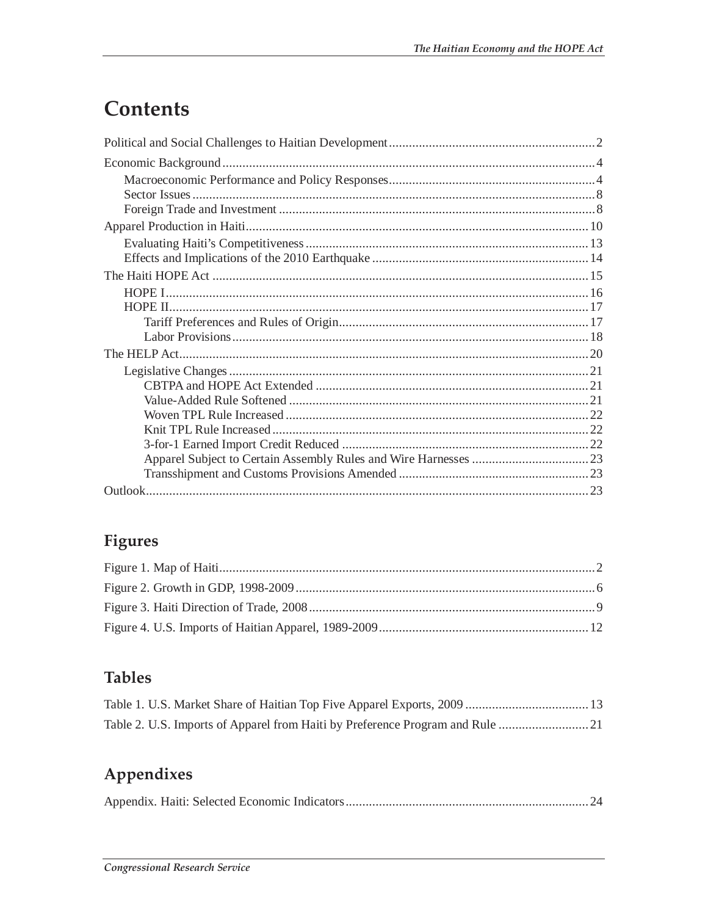# Contents

Political and Social Challenges to Haitian Development .......... 2

Economic Background .......... 4

- Macroeconomic Performance and Policy Responses .......... 4
- Sector Issues .......... 8
- Foreign Trade and Investment .......... 8

Apparel Production in Haiti .......... 10

- Evaluating Haiti's Competitiveness .......... 13
- Effects and Implications of the 2010 Earthquake .......... 14

The Haiti HOPE Act .......... 15

- HOPE I .......... 16
- HOPE II .......... 17
  - Tariff Preferences and Rules of Origin .......... 17
  - Labor Provisions .......... 18

The HELP Act .......... 20

- Legislative Changes .......... 21
  - CBTPA and HOPE Act Extended .......... 21
  - Value-Added Rule Softened .......... 21
  - Woven TPL Rule Increased .......... 22
  - Knit TPL Rule Increased .......... 22
  - 3-for-1 Earned Import Credit Reduced .......... 22
  - Apparel Subject to Certain Assembly Rules and Wire Harnesses .......... 23
  - Transshipment and Customs Provisions Amended .......... 23

Outlook .......... 23

## Figures

Figure 1. Map of Haiti .......... 2

Figure 2. Growth in GDP, 1998-2009 .......... 6

Figure 3. Haiti Direction of Trade, 2008 .......... 9

Figure 4. U.S. Imports of Haitian Apparel, 1989-2009 .......... 12

## Tables

Table 1. U.S. Market Share of Haitian Top Five Apparel Exports, 2009 .......... 13

Table 2. U.S. Imports of Apparel from Haiti by Preference Program and Rule .......... 21

## Appendixes

Appendix. Haiti: Selected Economic Indicators .......... 24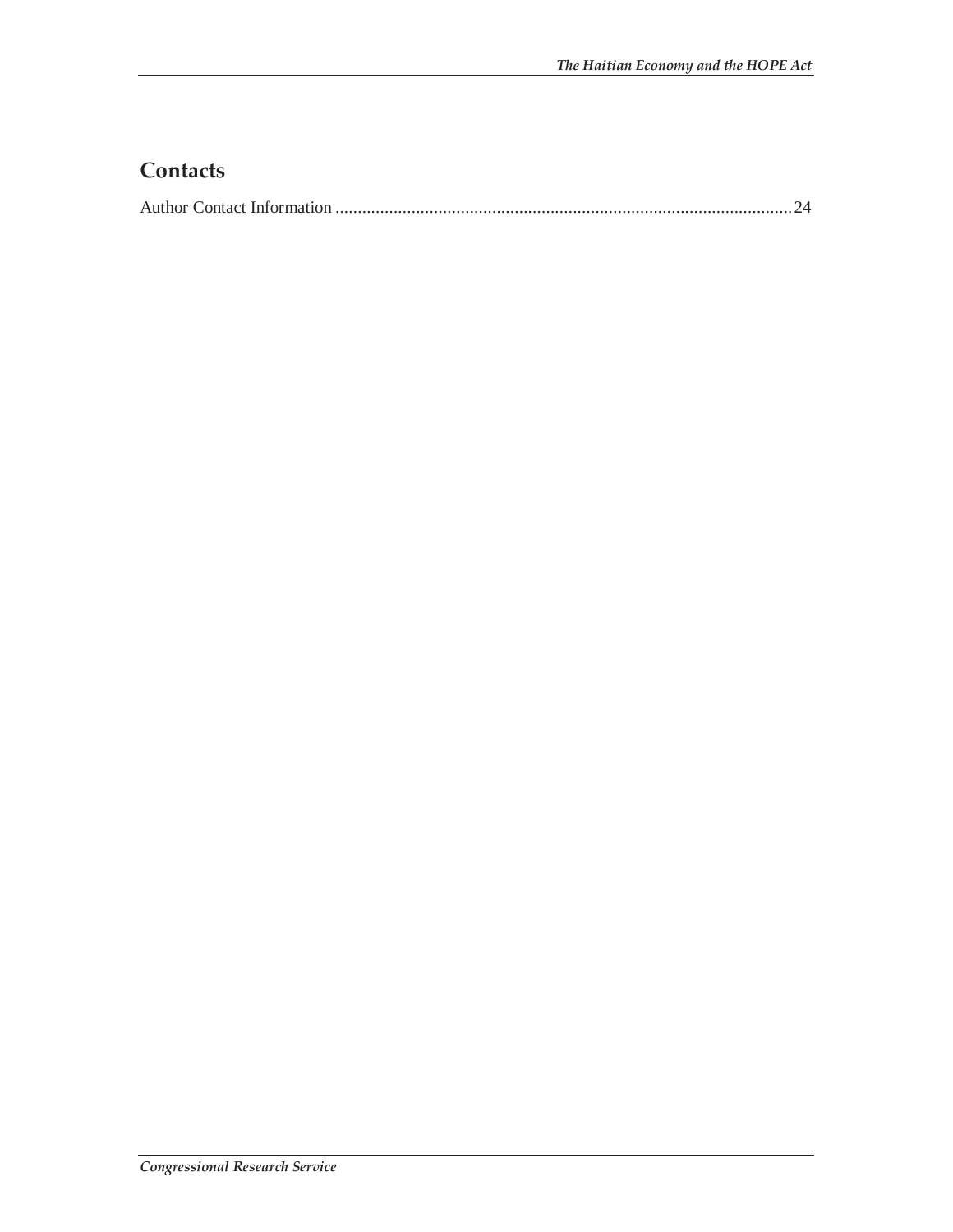## Contacts

Author Contact Information ........................................................................................................24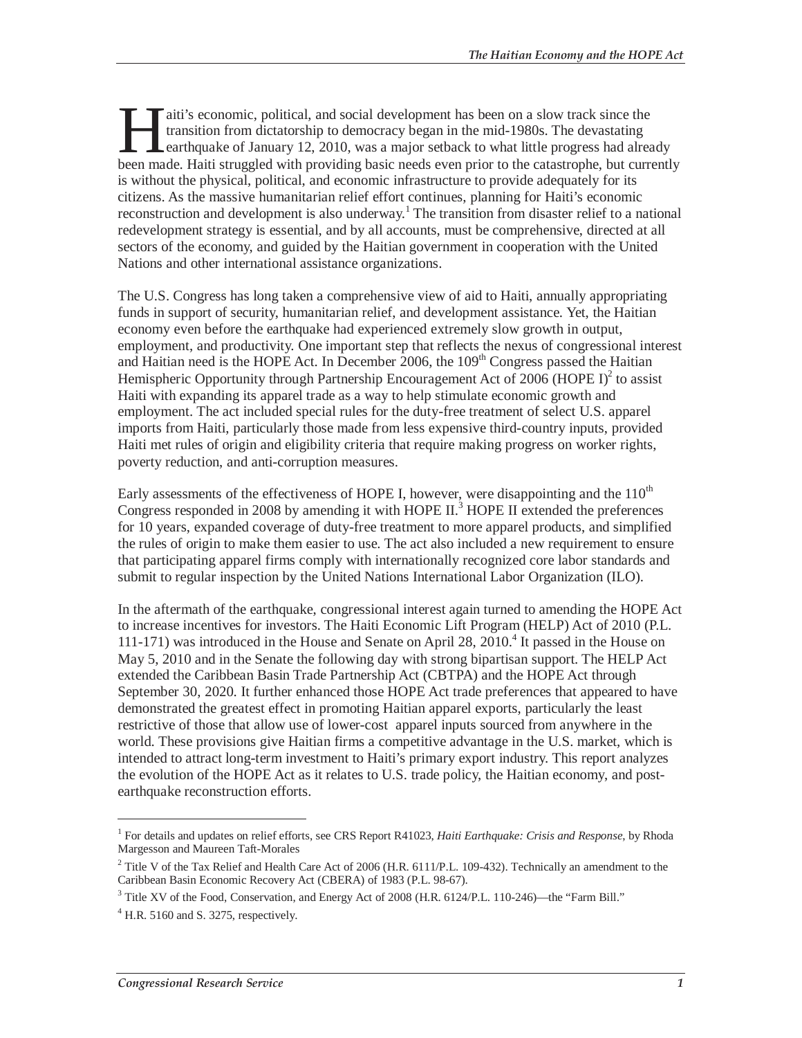Haiti's economic, political, and social development has been on a slow track since the transition from dictatorship to democracy began in the mid-1980s. The devastating earthquake of January 12, 2010, was a major setback to what little progress had already been made. Haiti struggled with providing basic needs even prior to the catastrophe, but currently is without the physical, political, and economic infrastructure to provide adequately for its citizens. As the massive humanitarian relief effort continues, planning for Haiti's economic reconstruction and development is also underway.[1] The transition from disaster relief to a national redevelopment strategy is essential, and by all accounts, must be comprehensive, directed at all sectors of the economy, and guided by the Haitian government in cooperation with the United Nations and other international assistance organizations.

The U.S. Congress has long taken a comprehensive view of aid to Haiti, annually appropriating funds in support of security, humanitarian relief, and development assistance. Yet, the Haitian economy even before the earthquake had experienced extremely slow growth in output, employment, and productivity. One important step that reflects the nexus of congressional interest and Haitian need is the HOPE Act. In December 2006, the 109th Congress passed the Haitian Hemispheric Opportunity through Partnership Encouragement Act of 2006 (HOPE I)[2] to assist Haiti with expanding its apparel trade as a way to help stimulate economic growth and employment. The act included special rules for the duty-free treatment of select U.S. apparel imports from Haiti, particularly those made from less expensive third-country inputs, provided Haiti met rules of origin and eligibility criteria that require making progress on worker rights, poverty reduction, and anti-corruption measures.

Early assessments of the effectiveness of HOPE I, however, were disappointing and the 110th Congress responded in 2008 by amending it with HOPE II.[3] HOPE II extended the preferences for 10 years, expanded coverage of duty-free treatment to more apparel products, and simplified the rules of origin to make them easier to use. The act also included a new requirement to ensure that participating apparel firms comply with internationally recognized core labor standards and submit to regular inspection by the United Nations International Labor Organization (ILO).

In the aftermath of the earthquake, congressional interest again turned to amending the HOPE Act to increase incentives for investors. The Haiti Economic Lift Program (HELP) Act of 2010 (P.L. 111-171) was introduced in the House and Senate on April 28, 2010.[4] It passed in the House on May 5, 2010 and in the Senate the following day with strong bipartisan support. The HELP Act extended the Caribbean Basin Trade Partnership Act (CBTPA) and the HOPE Act through September 30, 2020. It further enhanced those HOPE Act trade preferences that appeared to have demonstrated the greatest effect in promoting Haitian apparel exports, particularly the least restrictive of those that allow use of lower-cost apparel inputs sourced from anywhere in the world. These provisions give Haitian firms a competitive advantage in the U.S. market, which is intended to attract long-term investment to Haiti's primary export industry. This report analyzes the evolution of the HOPE Act as it relates to U.S. trade policy, the Haitian economy, and post-earthquake reconstruction efforts.

---

[1] For details and updates on relief efforts, see CRS Report R41023, *Haiti Earthquake: Crisis and Response*, by Rhoda Margesson and Maureen Taft-Morales

[2] Title V of the Tax Relief and Health Care Act of 2006 (H.R. 6111/P.L. 109-432). Technically an amendment to the Caribbean Basin Economic Recovery Act (CBERA) of 1983 (P.L. 98-67).

[3] Title XV of the Food, Conservation, and Energy Act of 2008 (H.R. 6124/P.L. 110-246)—the "Farm Bill."

[4] H.R. 5160 and S. 3275, respectively.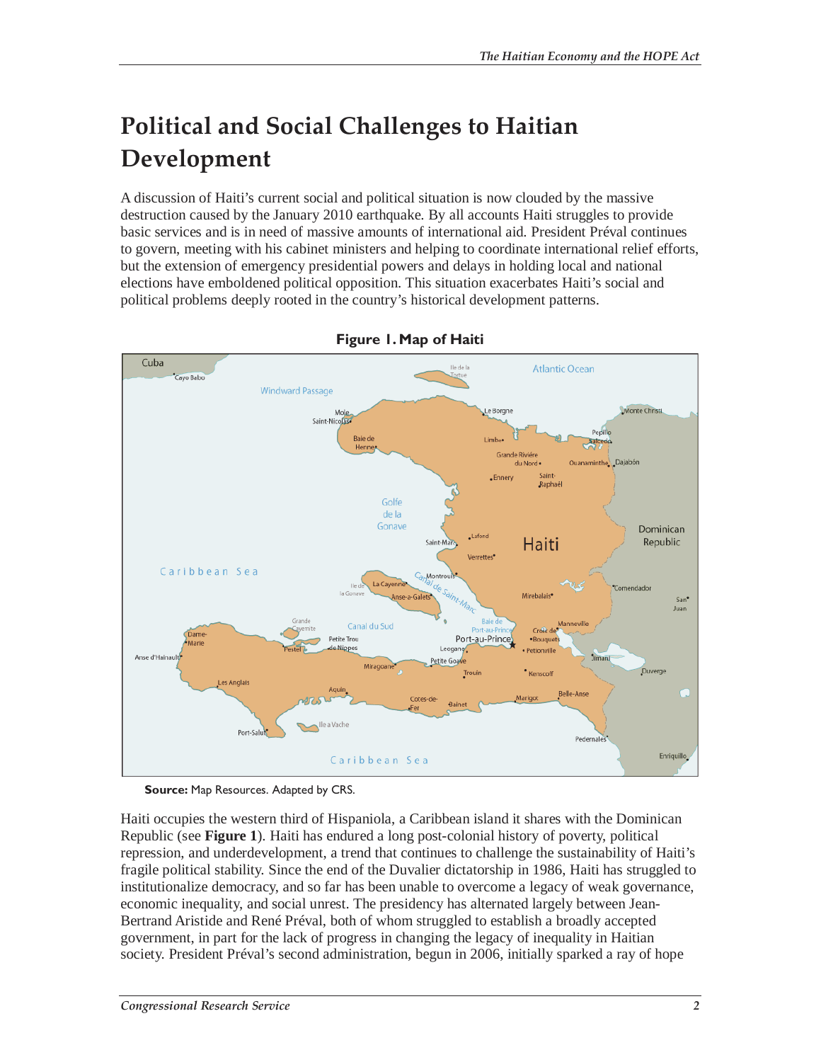# Political and Social Challenges to Haitian Development

A discussion of Haiti's current social and political situation is now clouded by the massive destruction caused by the January 2010 earthquake. By all accounts Haiti struggles to provide basic services and is in need of massive amounts of international aid. President Préval continues to govern, meeting with his cabinet ministers and helping to coordinate international relief efforts, but the extension of emergency presidential powers and delays in holding local and national elections have emboldened political opposition. This situation exacerbates Haiti's social and political problems deeply rooted in the country's historical development patterns.

**Figure 1. Map of Haiti**

**Source:** Map Resources. Adapted by CRS.

Haiti occupies the western third of Hispaniola, a Caribbean island it shares with the Dominican Republic (see **Figure 1**). Haiti has endured a long post-colonial history of poverty, political repression, and underdevelopment, a trend that continues to challenge the sustainability of Haiti's fragile political stability. Since the end of the Duvalier dictatorship in 1986, Haiti has struggled to institutionalize democracy, and so far has been unable to overcome a legacy of weak governance, economic inequality, and social unrest. The presidency has alternated largely between Jean-Bertrand Aristide and René Préval, both of whom struggled to establish a broadly accepted government, in part for the lack of progress in changing the legacy of inequality in Haitian society. President Préval's second administration, begun in 2006, initially sparked a ray of hope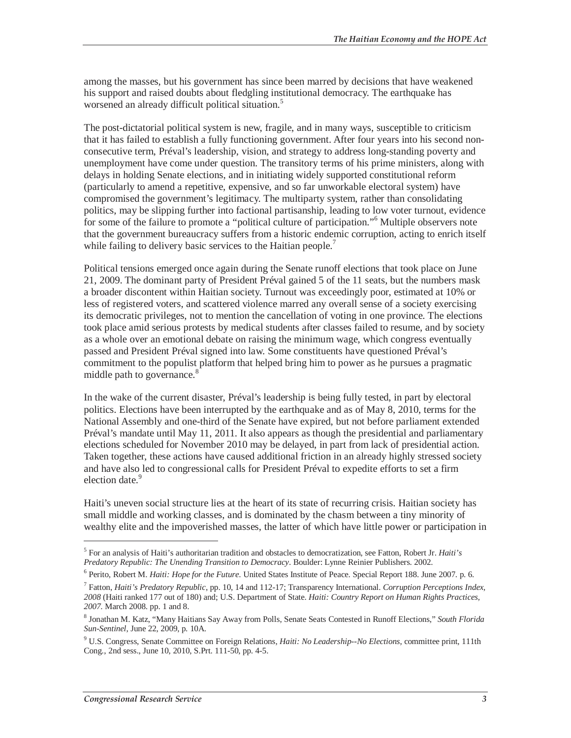among the masses, but his government has since been marred by decisions that have weakened his support and raised doubts about fledgling institutional democracy. The earthquake has worsened an already difficult political situation.[5]

The post-dictatorial political system is new, fragile, and in many ways, susceptible to criticism that it has failed to establish a fully functioning government. After four years into his second non-consecutive term, Préval's leadership, vision, and strategy to address long-standing poverty and unemployment have come under question. The transitory terms of his prime ministers, along with delays in holding Senate elections, and in initiating widely supported constitutional reform (particularly to amend a repetitive, expensive, and so far unworkable electoral system) have compromised the government's legitimacy. The multiparty system, rather than consolidating politics, may be slipping further into factional partisanship, leading to low voter turnout, evidence for some of the failure to promote a "political culture of participation."[6] Multiple observers note that the government bureaucracy suffers from a historic endemic corruption, acting to enrich itself while failing to delivery basic services to the Haitian people.[7]

Political tensions emerged once again during the Senate runoff elections that took place on June 21, 2009. The dominant party of President Préval gained 5 of the 11 seats, but the numbers mask a broader discontent within Haitian society. Turnout was exceedingly poor, estimated at 10% or less of registered voters, and scattered violence marred any overall sense of a society exercising its democratic privileges, not to mention the cancellation of voting in one province. The elections took place amid serious protests by medical students after classes failed to resume, and by society as a whole over an emotional debate on raising the minimum wage, which congress eventually passed and President Préval signed into law. Some constituents have questioned Préval's commitment to the populist platform that helped bring him to power as he pursues a pragmatic middle path to governance.[8]

In the wake of the current disaster, Préval's leadership is being fully tested, in part by electoral politics. Elections have been interrupted by the earthquake and as of May 8, 2010, terms for the National Assembly and one-third of the Senate have expired, but not before parliament extended Préval's mandate until May 11, 2011. It also appears as though the presidential and parliamentary elections scheduled for November 2010 may be delayed, in part from lack of presidential action. Taken together, these actions have caused additional friction in an already highly stressed society and have also led to congressional calls for President Préval to expedite efforts to set a firm election date.[9]

Haiti's uneven social structure lies at the heart of its state of recurring crisis. Haitian society has small middle and working classes, and is dominated by the chasm between a tiny minority of wealthy elite and the impoverished masses, the latter of which have little power or participation in

---

[5] For an analysis of Haiti's authoritarian tradition and obstacles to democratization, see Fatton, Robert Jr. *Haiti's Predatory Republic: The Unending Transition to Democracy*. Boulder: Lynne Reinier Publishers. 2002.

[6] Perito, Robert M. *Haiti: Hope for the Future*. United States Institute of Peace. Special Report 188. June 2007. p. 6.

[7] Fatton, *Haiti's Predatory Republic*, pp. 10, 14 and 112-17; Transparency International. *Corruption Perceptions Index, 2008* (Haiti ranked 177 out of 180) and; U.S. Department of State. *Haiti: Country Report on Human Rights Practices, 2007*. March 2008. pp. 1 and 8.

[8] Jonathan M. Katz, "Many Haitians Say Away from Polls, Senate Seats Contested in Runoff Elections," *South Florida Sun-Sentinel*, June 22, 2009, p. 10A.

[9] U.S. Congress, Senate Committee on Foreign Relations, *Haiti: No Leadership--No Elections*, committee print, 111th Cong., 2nd sess., June 10, 2010, S.Prt. 111-50, pp. 4-5.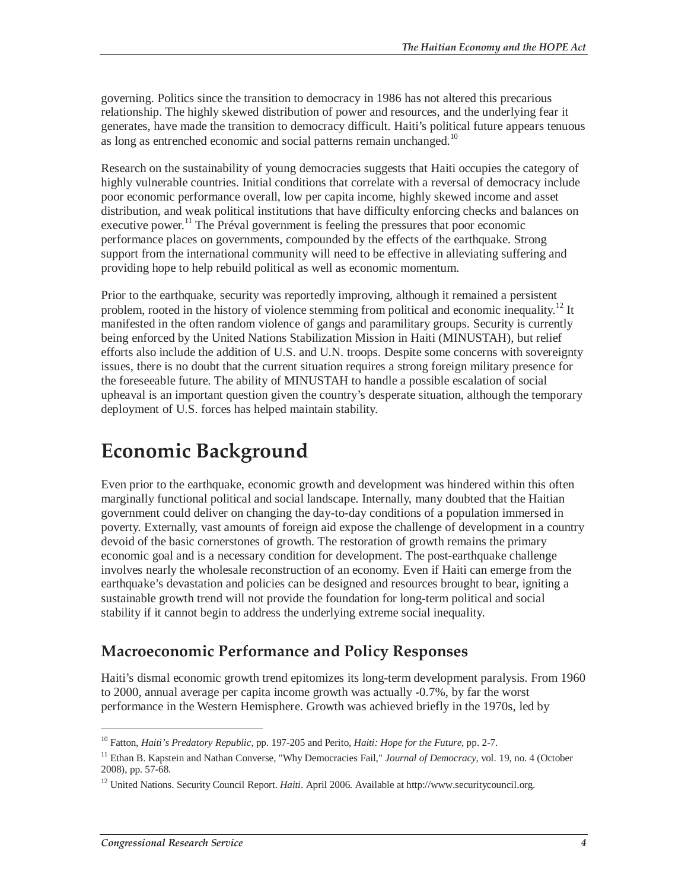governing. Politics since the transition to democracy in 1986 has not altered this precarious relationship. The highly skewed distribution of power and resources, and the underlying fear it generates, have made the transition to democracy difficult. Haiti's political future appears tenuous as long as entrenched economic and social patterns remain unchanged.[10]

Research on the sustainability of young democracies suggests that Haiti occupies the category of highly vulnerable countries. Initial conditions that correlate with a reversal of democracy include poor economic performance overall, low per capita income, highly skewed income and asset distribution, and weak political institutions that have difficulty enforcing checks and balances on executive power.[11] The Préval government is feeling the pressures that poor economic performance places on governments, compounded by the effects of the earthquake. Strong support from the international community will need to be effective in alleviating suffering and providing hope to help rebuild political as well as economic momentum.

Prior to the earthquake, security was reportedly improving, although it remained a persistent problem, rooted in the history of violence stemming from political and economic inequality.[12] It manifested in the often random violence of gangs and paramilitary groups. Security is currently being enforced by the United Nations Stabilization Mission in Haiti (MINUSTAH), but relief efforts also include the addition of U.S. and U.N. troops. Despite some concerns with sovereignty issues, there is no doubt that the current situation requires a strong foreign military presence for the foreseeable future. The ability of MINUSTAH to handle a possible escalation of social upheaval is an important question given the country's desperate situation, although the temporary deployment of U.S. forces has helped maintain stability.

# Economic Background

Even prior to the earthquake, economic growth and development was hindered within this often marginally functional political and social landscape. Internally, many doubted that the Haitian government could deliver on changing the day-to-day conditions of a population immersed in poverty. Externally, vast amounts of foreign aid expose the challenge of development in a country devoid of the basic cornerstones of growth. The restoration of growth remains the primary economic goal and is a necessary condition for development. The post-earthquake challenge involves nearly the wholesale reconstruction of an economy. Even if Haiti can emerge from the earthquake's devastation and policies can be designed and resources brought to bear, igniting a sustainable growth trend will not provide the foundation for long-term political and social stability if it cannot begin to address the underlying extreme social inequality.

## Macroeconomic Performance and Policy Responses

Haiti's dismal economic growth trend epitomizes its long-term development paralysis. From 1960 to 2000, annual average per capita income growth was actually -0.7%, by far the worst performance in the Western Hemisphere. Growth was achieved briefly in the 1970s, led by

---

[10] Fatton, *Haiti's Predatory Republic*, pp. 197-205 and Perito, *Haiti: Hope for the Future*, pp. 2-7.

[11] Ethan B. Kapstein and Nathan Converse, "Why Democracies Fail," *Journal of Democracy*, vol. 19, no. 4 (October 2008), pp. 57-68.

[12] United Nations. Security Council Report. *Haiti*. April 2006. Available at http://www.securitycouncil.org.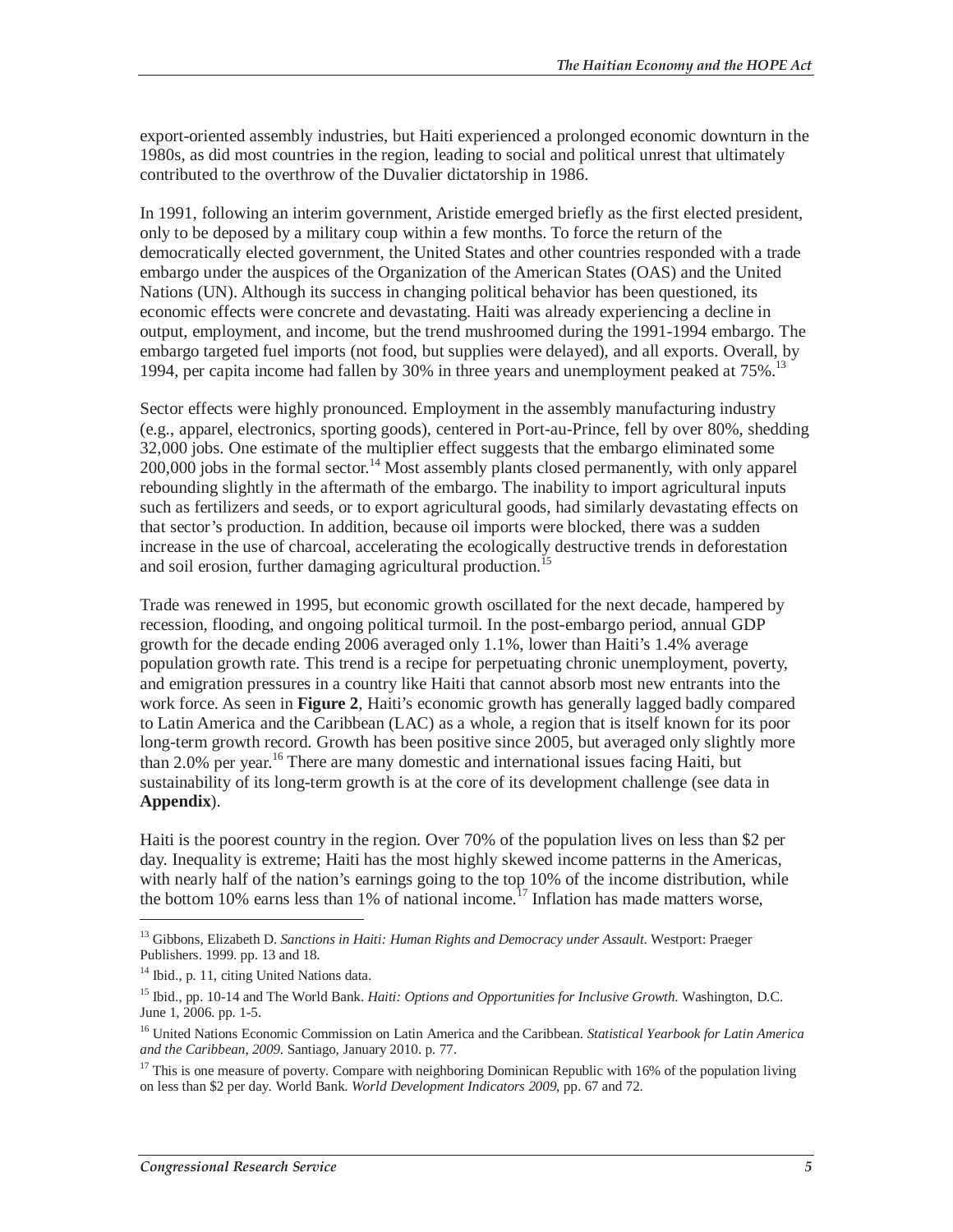export-oriented assembly industries, but Haiti experienced a prolonged economic downturn in the 1980s, as did most countries in the region, leading to social and political unrest that ultimately contributed to the overthrow of the Duvalier dictatorship in 1986.

In 1991, following an interim government, Aristide emerged briefly as the first elected president, only to be deposed by a military coup within a few months. To force the return of the democratically elected government, the United States and other countries responded with a trade embargo under the auspices of the Organization of the American States (OAS) and the United Nations (UN). Although its success in changing political behavior has been questioned, its economic effects were concrete and devastating. Haiti was already experiencing a decline in output, employment, and income, but the trend mushroomed during the 1991-1994 embargo. The embargo targeted fuel imports (not food, but supplies were delayed), and all exports. Overall, by 1994, per capita income had fallen by 30% in three years and unemployment peaked at 75%.[13]

Sector effects were highly pronounced. Employment in the assembly manufacturing industry (e.g., apparel, electronics, sporting goods), centered in Port-au-Prince, fell by over 80%, shedding 32,000 jobs. One estimate of the multiplier effect suggests that the embargo eliminated some 200,000 jobs in the formal sector.[14] Most assembly plants closed permanently, with only apparel rebounding slightly in the aftermath of the embargo. The inability to import agricultural inputs such as fertilizers and seeds, or to export agricultural goods, had similarly devastating effects on that sector's production. In addition, because oil imports were blocked, there was a sudden increase in the use of charcoal, accelerating the ecologically destructive trends in deforestation and soil erosion, further damaging agricultural production.[15]

Trade was renewed in 1995, but economic growth oscillated for the next decade, hampered by recession, flooding, and ongoing political turmoil. In the post-embargo period, annual GDP growth for the decade ending 2006 averaged only 1.1%, lower than Haiti's 1.4% average population growth rate. This trend is a recipe for perpetuating chronic unemployment, poverty, and emigration pressures in a country like Haiti that cannot absorb most new entrants into the work force. As seen in **Figure 2**, Haiti's economic growth has generally lagged badly compared to Latin America and the Caribbean (LAC) as a whole, a region that is itself known for its poor long-term growth record. Growth has been positive since 2005, but averaged only slightly more than 2.0% per year.[16] There are many domestic and international issues facing Haiti, but sustainability of its long-term growth is at the core of its development challenge (see data in **Appendix**).

Haiti is the poorest country in the region. Over 70% of the population lives on less than $2 per day. Inequality is extreme; Haiti has the most highly skewed income patterns in the Americas, with nearly half of the nation's earnings going to the top 10% of the income distribution, while the bottom 10% earns less than 1% of national income.[17] Inflation has made matters worse,

---

[13] Gibbons, Elizabeth D. *Sanctions in Haiti: Human Rights and Democracy under Assault*. Westport: Praeger Publishers. 1999. pp. 13 and 18.

[14] Ibid., p. 11, citing United Nations data.

[15] Ibid., pp. 10-14 and The World Bank. *Haiti: Options and Opportunities for Inclusive Growth*. Washington, D.C. June 1, 2006. pp. 1-5.

[16] United Nations Economic Commission on Latin America and the Caribbean. *Statistical Yearbook for Latin America and the Caribbean, 2009*. Santiago, January 2010. p. 77.

[17] This is one measure of poverty. Compare with neighboring Dominican Republic with 16% of the population living on less than $2 per day. World Bank. *World Development Indicators 2009*, pp. 67 and 72.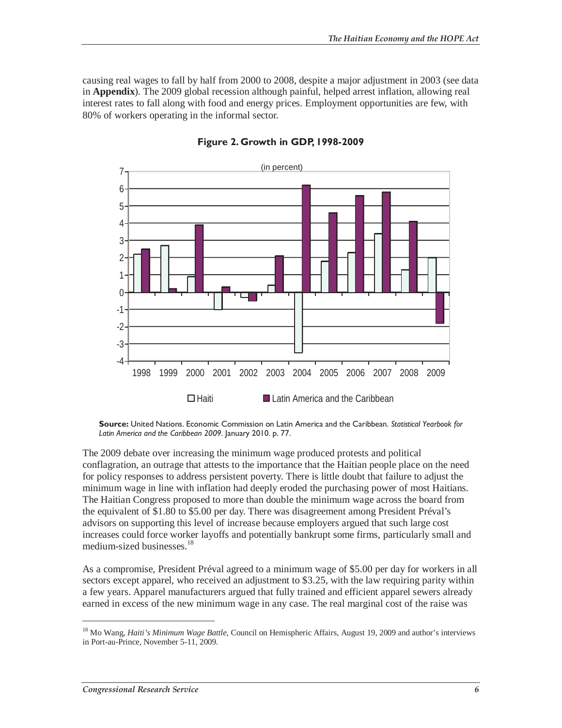causing real wages to fall by half from 2000 to 2008, despite a major adjustment in 2003 (see data in **Appendix**). The 2009 global recession although painful, helped arrest inflation, allowing real interest rates to fall along with food and energy prices. Employment opportunities are few, with 80% of workers operating in the informal sector.

**Figure 2. Growth in GDP, 1998-2009**

**Source:** United Nations. Economic Commission on Latin America and the Caribbean. *Statistical Yearbook for Latin America and the Caribbean 2009*. January 2010. p. 77.

The 2009 debate over increasing the minimum wage produced protests and political conflagration, an outrage that attests to the importance that the Haitian people place on the need for policy responses to address persistent poverty. There is little doubt that failure to adjust the minimum wage in line with inflation had deeply eroded the purchasing power of most Haitians. The Haitian Congress proposed to more than double the minimum wage across the board from the equivalent of $1.80 to $5.00 per day. There was disagreement among President Préval's advisors on supporting this level of increase because employers argued that such large cost increases could force worker layoffs and potentially bankrupt some firms, particularly small and medium-sized businesses.[18]

As a compromise, President Préval agreed to a minimum wage of $5.00 per day for workers in all sectors except apparel, who received an adjustment to $3.25, with the law requiring parity within a few years. Apparel manufacturers argued that fully trained and efficient apparel sewers already earned in excess of the new minimum wage in any case. The real marginal cost of the raise was

[18] Mo Wang, *Haiti's Minimum Wage Battle*, Council on Hemispheric Affairs, August 19, 2009 and author's interviews in Port-au-Prince, November 5-11, 2009.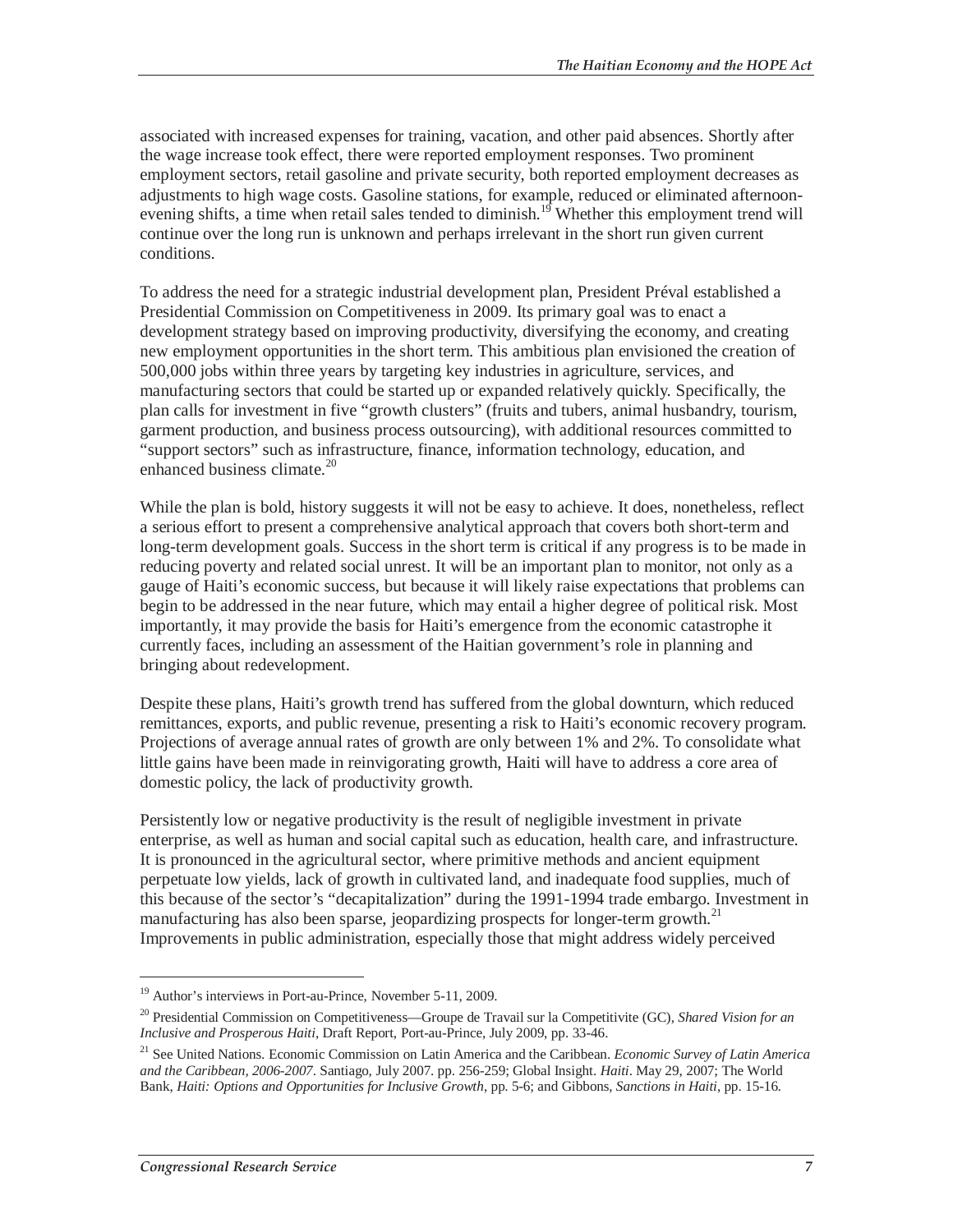associated with increased expenses for training, vacation, and other paid absences. Shortly after the wage increase took effect, there were reported employment responses. Two prominent employment sectors, retail gasoline and private security, both reported employment decreases as adjustments to high wage costs. Gasoline stations, for example, reduced or eliminated afternoon-evening shifts, a time when retail sales tended to diminish.[19] Whether this employment trend will continue over the long run is unknown and perhaps irrelevant in the short run given current conditions.

To address the need for a strategic industrial development plan, President Préval established a Presidential Commission on Competitiveness in 2009. Its primary goal was to enact a development strategy based on improving productivity, diversifying the economy, and creating new employment opportunities in the short term. This ambitious plan envisioned the creation of 500,000 jobs within three years by targeting key industries in agriculture, services, and manufacturing sectors that could be started up or expanded relatively quickly. Specifically, the plan calls for investment in five "growth clusters" (fruits and tubers, animal husbandry, tourism, garment production, and business process outsourcing), with additional resources committed to "support sectors" such as infrastructure, finance, information technology, education, and enhanced business climate.[20]

While the plan is bold, history suggests it will not be easy to achieve. It does, nonetheless, reflect a serious effort to present a comprehensive analytical approach that covers both short-term and long-term development goals. Success in the short term is critical if any progress is to be made in reducing poverty and related social unrest. It will be an important plan to monitor, not only as a gauge of Haiti's economic success, but because it will likely raise expectations that problems can begin to be addressed in the near future, which may entail a higher degree of political risk. Most importantly, it may provide the basis for Haiti's emergence from the economic catastrophe it currently faces, including an assessment of the Haitian government's role in planning and bringing about redevelopment.

Despite these plans, Haiti's growth trend has suffered from the global downturn, which reduced remittances, exports, and public revenue, presenting a risk to Haiti's economic recovery program. Projections of average annual rates of growth are only between 1% and 2%. To consolidate what little gains have been made in reinvigorating growth, Haiti will have to address a core area of domestic policy, the lack of productivity growth.

Persistently low or negative productivity is the result of negligible investment in private enterprise, as well as human and social capital such as education, health care, and infrastructure. It is pronounced in the agricultural sector, where primitive methods and ancient equipment perpetuate low yields, lack of growth in cultivated land, and inadequate food supplies, much of this because of the sector's "decapitalization" during the 1991-1994 trade embargo. Investment in manufacturing has also been sparse, jeopardizing prospects for longer-term growth.[21] Improvements in public administration, especially those that might address widely perceived

---

[19] Author's interviews in Port-au-Prince, November 5-11, 2009.

[20] Presidential Commission on Competitiveness—Groupe de Travail sur la Competitivite (GC), *Shared Vision for an Inclusive and Prosperous Haiti*, Draft Report, Port-au-Prince, July 2009, pp. 33-46.

[21] See United Nations. Economic Commission on Latin America and the Caribbean. *Economic Survey of Latin America and the Caribbean, 2006-2007*. Santiago, July 2007. pp. 256-259; Global Insight. *Haiti*. May 29, 2007; The World Bank, *Haiti: Options and Opportunities for Inclusive Growth*, pp. 5-6; and Gibbons, *Sanctions in Haiti*, pp. 15-16.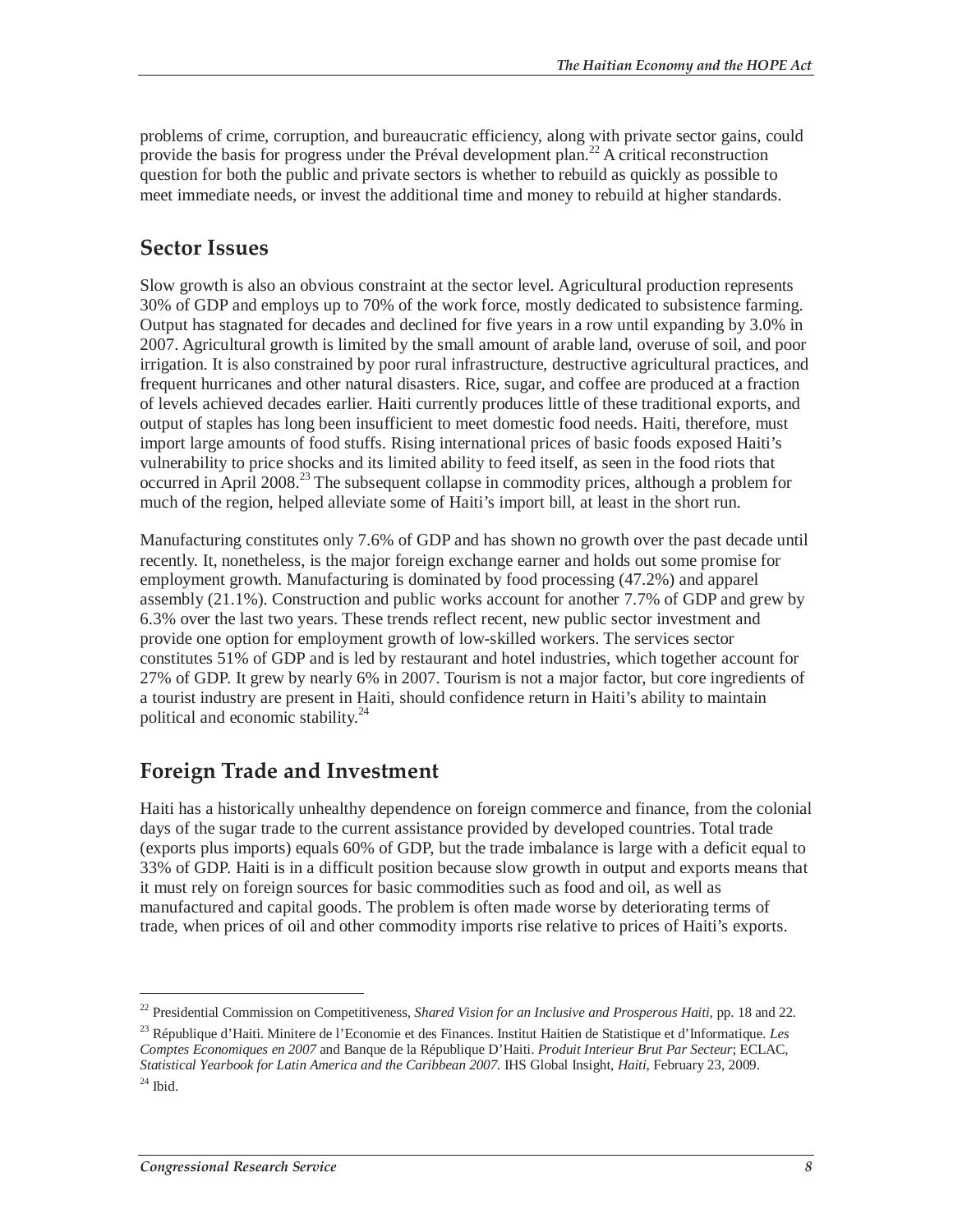problems of crime, corruption, and bureaucratic efficiency, along with private sector gains, could provide the basis for progress under the Préval development plan.[22] A critical reconstruction question for both the public and private sectors is whether to rebuild as quickly as possible to meet immediate needs, or invest the additional time and money to rebuild at higher standards.

## Sector Issues

Slow growth is also an obvious constraint at the sector level. Agricultural production represents 30% of GDP and employs up to 70% of the work force, mostly dedicated to subsistence farming. Output has stagnated for decades and declined for five years in a row until expanding by 3.0% in 2007. Agricultural growth is limited by the small amount of arable land, overuse of soil, and poor irrigation. It is also constrained by poor rural infrastructure, destructive agricultural practices, and frequent hurricanes and other natural disasters. Rice, sugar, and coffee are produced at a fraction of levels achieved decades earlier. Haiti currently produces little of these traditional exports, and output of staples has long been insufficient to meet domestic food needs. Haiti, therefore, must import large amounts of food stuffs. Rising international prices of basic foods exposed Haiti's vulnerability to price shocks and its limited ability to feed itself, as seen in the food riots that occurred in April 2008.[23] The subsequent collapse in commodity prices, although a problem for much of the region, helped alleviate some of Haiti's import bill, at least in the short run.

Manufacturing constitutes only 7.6% of GDP and has shown no growth over the past decade until recently. It, nonetheless, is the major foreign exchange earner and holds out some promise for employment growth. Manufacturing is dominated by food processing (47.2%) and apparel assembly (21.1%). Construction and public works account for another 7.7% of GDP and grew by 6.3% over the last two years. These trends reflect recent, new public sector investment and provide one option for employment growth of low-skilled workers. The services sector constitutes 51% of GDP and is led by restaurant and hotel industries, which together account for 27% of GDP. It grew by nearly 6% in 2007. Tourism is not a major factor, but core ingredients of a tourist industry are present in Haiti, should confidence return in Haiti's ability to maintain political and economic stability.[24]

## Foreign Trade and Investment

Haiti has a historically unhealthy dependence on foreign commerce and finance, from the colonial days of the sugar trade to the current assistance provided by developed countries. Total trade (exports plus imports) equals 60% of GDP, but the trade imbalance is large with a deficit equal to 33% of GDP. Haiti is in a difficult position because slow growth in output and exports means that it must rely on foreign sources for basic commodities such as food and oil, as well as manufactured and capital goods. The problem is often made worse by deteriorating terms of trade, when prices of oil and other commodity imports rise relative to prices of Haiti's exports.

---

[22] Presidential Commission on Competitiveness, *Shared Vision for an Inclusive and Prosperous Haiti*, pp. 18 and 22.

[23] République d'Haiti. Minitere de l'Economie et des Finances. Institut Haitien de Statistique et d'Informatique. *Les Comptes Economiques en 2007* and Banque de la République D'Haiti. *Produit Interieur Brut Par Secteur*; ECLAC, *Statistical Yearbook for Latin America and the Caribbean 2007.* IHS Global Insight, *Haiti*, February 23, 2009.

[24] Ibid.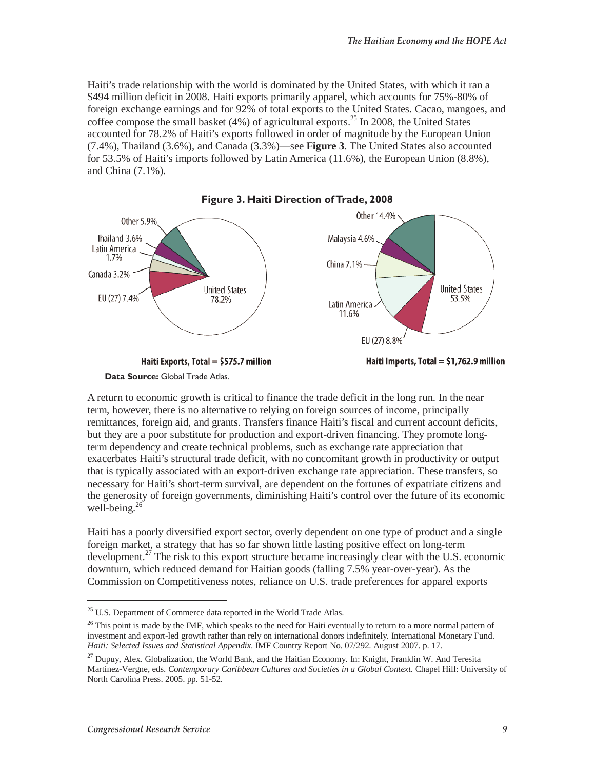Haiti's trade relationship with the world is dominated by the United States, with which it ran a \$494 million deficit in 2008. Haiti exports primarily apparel, which accounts for 75%-80% of foreign exchange earnings and for 92% of total exports to the United States. Cacao, mangoes, and coffee compose the small basket (4%) of agricultural exports.[25] In 2008, the United States accounted for 78.2% of Haiti's exports followed in order of magnitude by the European Union (7.4%), Thailand (3.6%), and Canada (3.3%)—see **Figure 3**. The United States also accounted for 53.5% of Haiti's imports followed by Latin America (11.6%), the European Union (8.8%), and China (7.1%).

**Figure 3. Haiti Direction of Trade, 2008**

Other 5.9%
Thailand 3.6%
Latin America 1.7%
Canada 3.2%
EU (27) 7.4%
United States 78.2%

**Haiti Exports, Total = \$575.7 million**

Other 14.4%
Malaysia 4.6%
China 7.1%
Latin America 11.6%
EU (27) 8.8%
United States 53.5%

**Haiti Imports, Total = \$1,762.9 million**

**Data Source:** Global Trade Atlas.

A return to economic growth is critical to finance the trade deficit in the long run. In the near term, however, there is no alternative to relying on foreign sources of income, principally remittances, foreign aid, and grants. Transfers finance Haiti's fiscal and current account deficits, but they are a poor substitute for production and export-driven financing. They promote long-term dependency and create technical problems, such as exchange rate appreciation that exacerbates Haiti's structural trade deficit, with no concomitant growth in productivity or output that is typically associated with an export-driven exchange rate appreciation. These transfers, so necessary for Haiti's short-term survival, are dependent on the fortunes of expatriate citizens and the generosity of foreign governments, diminishing Haiti's control over the future of its economic well-being.[26]

Haiti has a poorly diversified export sector, overly dependent on one type of product and a single foreign market, a strategy that has so far shown little lasting positive effect on long-term development.[27] The risk to this export structure became increasingly clear with the U.S. economic downturn, which reduced demand for Haitian goods (falling 7.5% year-over-year). As the Commission on Competitiveness notes, reliance on U.S. trade preferences for apparel exports

---

[25] U.S. Department of Commerce data reported in the World Trade Atlas.

[26] This point is made by the IMF, which speaks to the need for Haiti eventually to return to a more normal pattern of investment and export-led growth rather than rely on international donors indefinitely. International Monetary Fund. *Haiti: Selected Issues and Statistical Appendix.* IMF Country Report No. 07/292. August 2007. p. 17.

[27] Dupuy, Alex. Globalization, the World Bank, and the Haitian Economy. In: Knight, Franklin W. And Teresita Martínez-Vergne, eds. *Contemporary Caribbean Cultures and Societies in a Global Context.* Chapel Hill: University of North Carolina Press. 2005. pp. 51-52.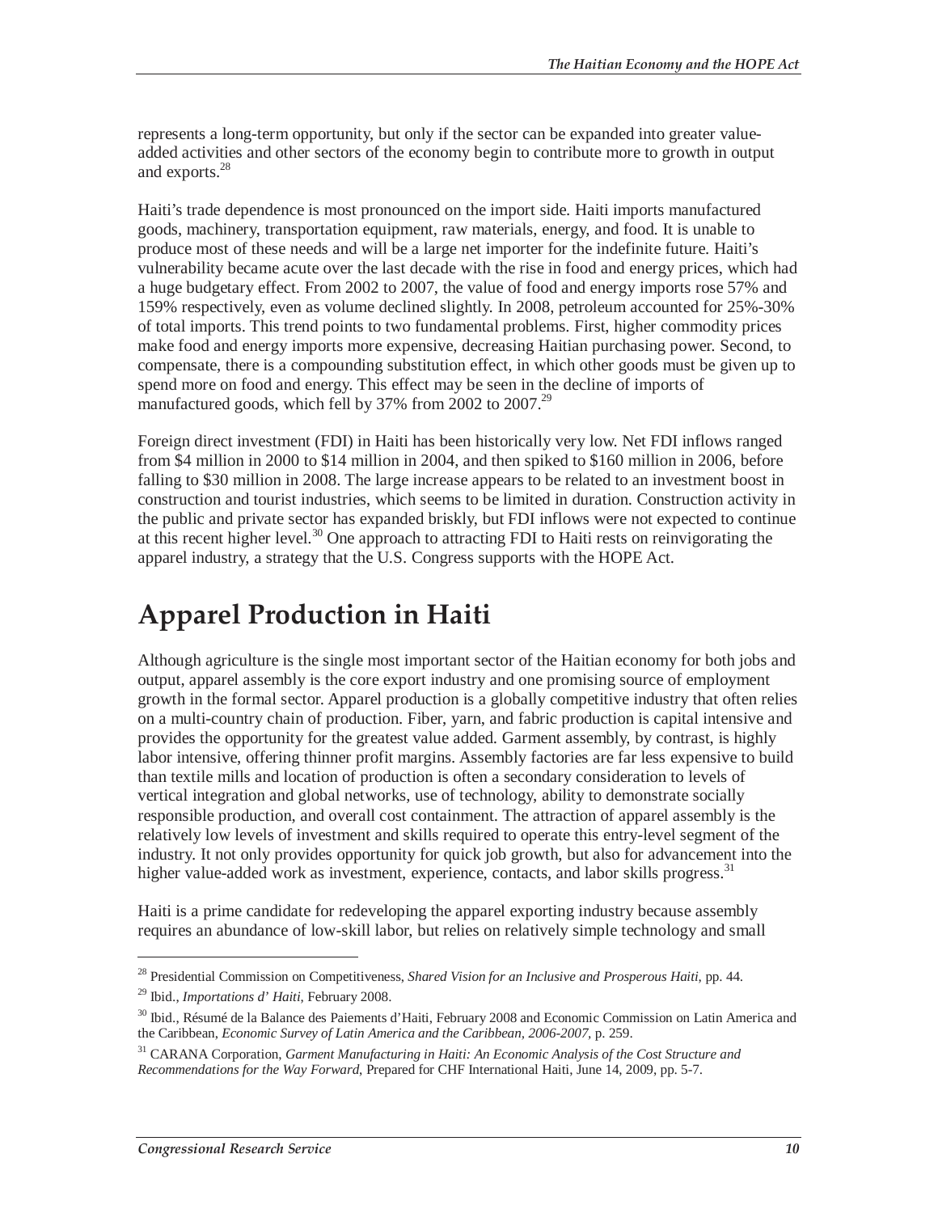represents a long-term opportunity, but only if the sector can be expanded into greater value-added activities and other sectors of the economy begin to contribute more to growth in output and exports.[28]

Haiti's trade dependence is most pronounced on the import side. Haiti imports manufactured goods, machinery, transportation equipment, raw materials, energy, and food. It is unable to produce most of these needs and will be a large net importer for the indefinite future. Haiti's vulnerability became acute over the last decade with the rise in food and energy prices, which had a huge budgetary effect. From 2002 to 2007, the value of food and energy imports rose 57% and 159% respectively, even as volume declined slightly. In 2008, petroleum accounted for 25%-30% of total imports. This trend points to two fundamental problems. First, higher commodity prices make food and energy imports more expensive, decreasing Haitian purchasing power. Second, to compensate, there is a compounding substitution effect, in which other goods must be given up to spend more on food and energy. This effect may be seen in the decline of imports of manufactured goods, which fell by 37% from 2002 to 2007.[29]

Foreign direct investment (FDI) in Haiti has been historically very low. Net FDI inflows ranged from $4 million in 2000 to $14 million in 2004, and then spiked to $160 million in 2006, before falling to $30 million in 2008. The large increase appears to be related to an investment boost in construction and tourist industries, which seems to be limited in duration. Construction activity in the public and private sector has expanded briskly, but FDI inflows were not expected to continue at this recent higher level.[30] One approach to attracting FDI to Haiti rests on reinvigorating the apparel industry, a strategy that the U.S. Congress supports with the HOPE Act.

# Apparel Production in Haiti

Although agriculture is the single most important sector of the Haitian economy for both jobs and output, apparel assembly is the core export industry and one promising source of employment growth in the formal sector. Apparel production is a globally competitive industry that often relies on a multi-country chain of production. Fiber, yarn, and fabric production is capital intensive and provides the opportunity for the greatest value added. Garment assembly, by contrast, is highly labor intensive, offering thinner profit margins. Assembly factories are far less expensive to build than textile mills and location of production is often a secondary consideration to levels of vertical integration and global networks, use of technology, ability to demonstrate socially responsible production, and overall cost containment. The attraction of apparel assembly is the relatively low levels of investment and skills required to operate this entry-level segment of the industry. It not only provides opportunity for quick job growth, but also for advancement into the higher value-added work as investment, experience, contacts, and labor skills progress.[31]

Haiti is a prime candidate for redeveloping the apparel exporting industry because assembly requires an abundance of low-skill labor, but relies on relatively simple technology and small

---

[28] Presidential Commission on Competitiveness, *Shared Vision for an Inclusive and Prosperous Haiti*, pp. 44.

[29] Ibid., *Importations d' Haiti*, February 2008.

[30] Ibid., Résumé de la Balance des Paiements d'Haiti, February 2008 and Economic Commission on Latin America and the Caribbean, *Economic Survey of Latin America and the Caribbean, 2006-2007*, p. 259.

[31] CARANA Corporation, *Garment Manufacturing in Haiti: An Economic Analysis of the Cost Structure and Recommendations for the Way Forward*, Prepared for CHF International Haiti, June 14, 2009, pp. 5-7.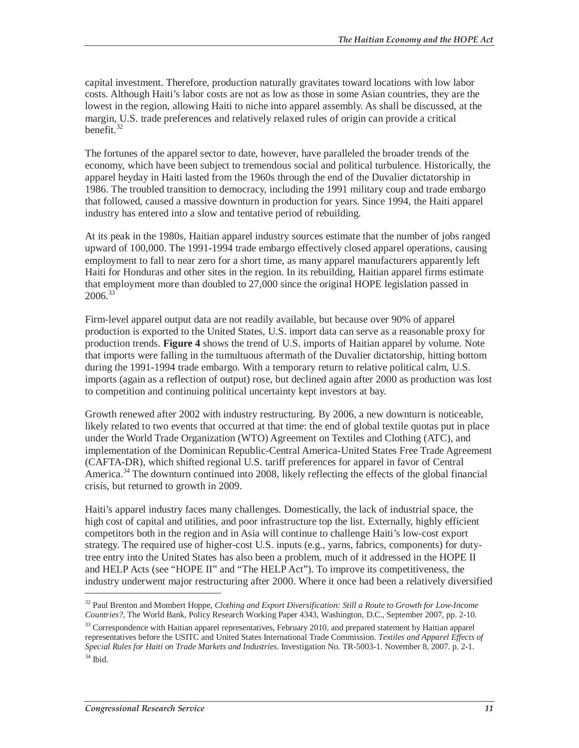capital investment. Therefore, production naturally gravitates toward locations with low labor costs. Although Haiti's labor costs are not as low as those in some Asian countries, they are the lowest in the region, allowing Haiti to niche into apparel assembly. As shall be discussed, at the margin, U.S. trade preferences and relatively relaxed rules of origin can provide a critical benefit.[32]

The fortunes of the apparel sector to date, however, have paralleled the broader trends of the economy, which have been subject to tremendous social and political turbulence. Historically, the apparel heyday in Haiti lasted from the 1960s through the end of the Duvalier dictatorship in 1986. The troubled transition to democracy, including the 1991 military coup and trade embargo that followed, caused a massive downturn in production for years. Since 1994, the Haiti apparel industry has entered into a slow and tentative period of rebuilding.

At its peak in the 1980s, Haitian apparel industry sources estimate that the number of jobs ranged upward of 100,000. The 1991-1994 trade embargo effectively closed apparel operations, causing employment to fall to near zero for a short time, as many apparel manufacturers apparently left Haiti for Honduras and other sites in the region. In its rebuilding, Haitian apparel firms estimate that employment more than doubled to 27,000 since the original HOPE legislation passed in 2006.[33]

Firm-level apparel output data are not readily available, but because over 90% of apparel production is exported to the United States, U.S. import data can serve as a reasonable proxy for production trends. **Figure 4** shows the trend of U.S. imports of Haitian apparel by volume. Note that imports were falling in the tumultuous aftermath of the Duvalier dictatorship, hitting bottom during the 1991-1994 trade embargo. With a temporary return to relative political calm, U.S. imports (again as a reflection of output) rose, but declined again after 2000 as production was lost to competition and continuing political uncertainty kept investors at bay.

Growth renewed after 2002 with industry restructuring. By 2006, a new downturn is noticeable, likely related to two events that occurred at that time: the end of global textile quotas put in place under the World Trade Organization (WTO) Agreement on Textiles and Clothing (ATC), and implementation of the Dominican Republic-Central America-United States Free Trade Agreement (CAFTA-DR), which shifted regional U.S. tariff preferences for apparel in favor of Central America.[34] The downturn continued into 2008, likely reflecting the effects of the global financial crisis, but returned to growth in 2009.

Haiti's apparel industry faces many challenges. Domestically, the lack of industrial space, the high cost of capital and utilities, and poor infrastructure top the list. Externally, highly efficient competitors both in the region and in Asia will continue to challenge Haiti's low-cost export strategy. The required use of higher-cost U.S. inputs (e.g., yarns, fabrics, components) for duty-tree entry into the United States has also been a problem, much of it addressed in the HOPE II and HELP Acts (see "HOPE II" and "The HELP Act"). To improve its competitiveness, the industry underwent major restructuring after 2000. Where it once had been a relatively diversified

---

[32] Paul Brenton and Mombert Hoppe, *Clothing and Export Diversification: Still a Route to Growth for Low-Income Countries?*, The World Bank, Policy Research Working Paper 4343, Washington, D.C., September 2007, pp. 2-10.

[33] Correspondence with Haitian apparel representatives, February 2010, and prepared statement by Haitian apparel representatives before the USITC and United States International Trade Commission. *Textiles and Apparel Effects of Special Rules for Haiti on Trade Markets and Industries*. Investigation No. TR-5003-1. November 8, 2007. p. 2-1.

[34] Ibid.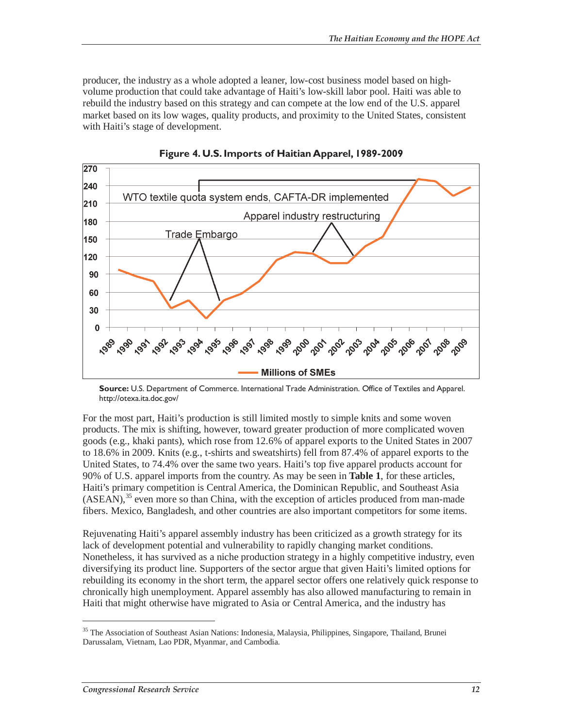producer, the industry as a whole adopted a leaner, low-cost business model based on high-volume production that could take advantage of Haiti's low-skill labor pool. Haiti was able to rebuild the industry based on this strategy and can compete at the low end of the U.S. apparel market based on its low wages, quality products, and proximity to the United States, consistent with Haiti's stage of development.

**Figure 4. U.S. Imports of Haitian Apparel, 1989-2009**

**Source:** U.S. Department of Commerce. International Trade Administration. Office of Textiles and Apparel. http://otexa.ita.doc.gov/

For the most part, Haiti's production is still limited mostly to simple knits and some woven products. The mix is shifting, however, toward greater production of more complicated woven goods (e.g., khaki pants), which rose from 12.6% of apparel exports to the United States in 2007 to 18.6% in 2009. Knits (e.g., t-shirts and sweatshirts) fell from 87.4% of apparel exports to the United States, to 74.4% over the same two years. Haiti's top five apparel products account for 90% of U.S. apparel imports from the country. As may be seen in **Table 1**, for these articles, Haiti's primary competition is Central America, the Dominican Republic, and Southeast Asia (ASEAN),[35] even more so than China, with the exception of articles produced from man-made fibers. Mexico, Bangladesh, and other countries are also important competitors for some items.

Rejuvenating Haiti's apparel assembly industry has been criticized as a growth strategy for its lack of development potential and vulnerability to rapidly changing market conditions. Nonetheless, it has survived as a niche production strategy in a highly competitive industry, even diversifying its product line. Supporters of the sector argue that given Haiti's limited options for rebuilding its economy in the short term, the apparel sector offers one relatively quick response to chronically high unemployment. Apparel assembly has also allowed manufacturing to remain in Haiti that might otherwise have migrated to Asia or Central America, and the industry has

---

[35] The Association of Southeast Asian Nations: Indonesia, Malaysia, Philippines, Singapore, Thailand, Brunei Darussalam, Vietnam, Lao PDR, Myanmar, and Cambodia.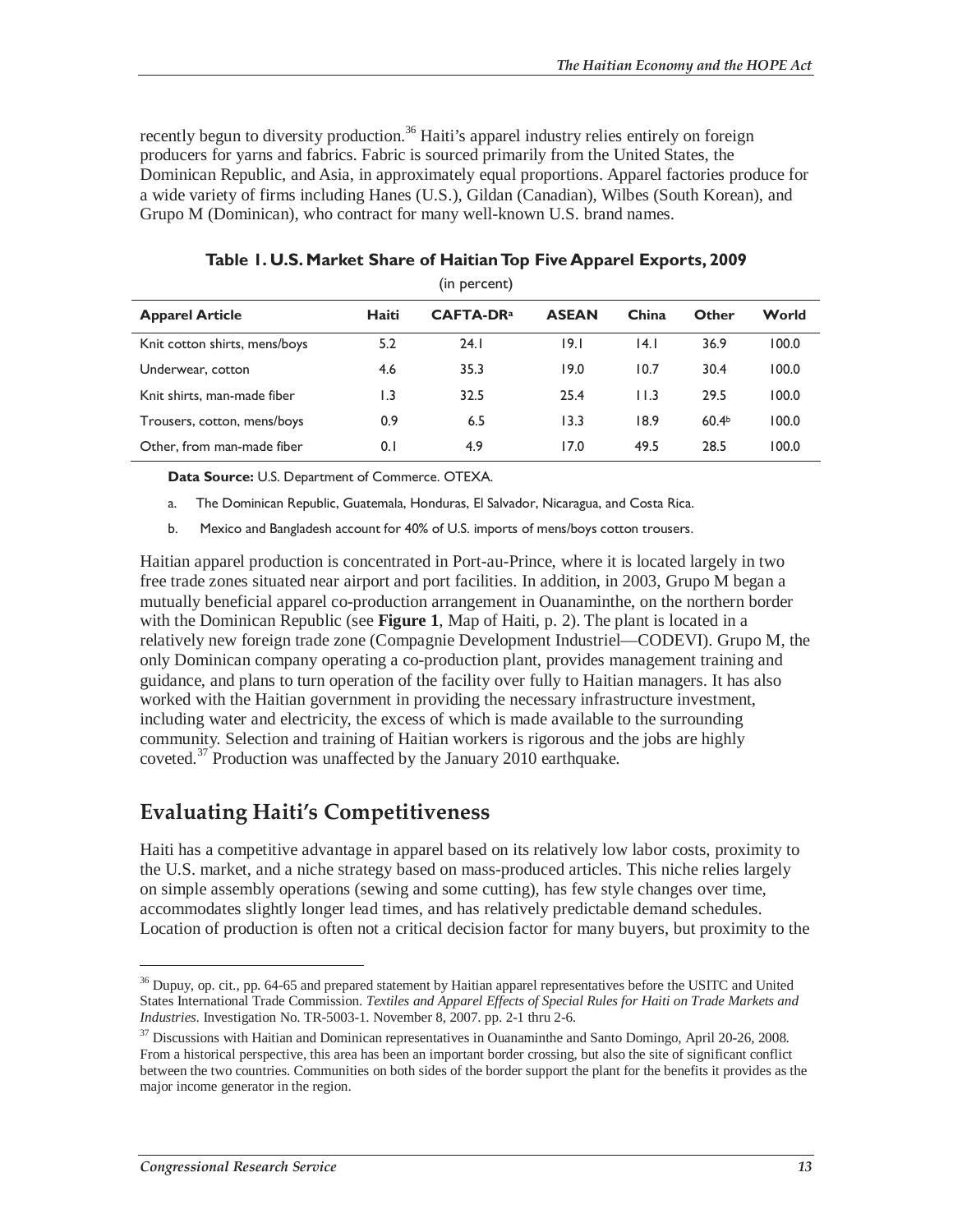recently begun to diversity production.[36] Haiti's apparel industry relies entirely on foreign producers for yarns and fabrics. Fabric is sourced primarily from the United States, the Dominican Republic, and Asia, in approximately equal proportions. Apparel factories produce for a wide variety of firms including Hanes (U.S.), Gildan (Canadian), Wilbes (South Korean), and Grupo M (Dominican), who contract for many well-known U.S. brand names.

**Table 1. U.S. Market Share of Haitian Top Five Apparel Exports, 2009**

(in percent)

| Apparel Article | Haiti | CAFTA-DR[a] | ASEAN | China | Other | World |
|---|---|---|---|---|---|---|
| Knit cotton shirts, mens/boys | 5.2 | 24.1 | 19.1 | 14.1 | 36.9 | 100.0 |
| Underwear, cotton | 4.6 | 35.3 | 19.0 | 10.7 | 30.4 | 100.0 |
| Knit shirts, man-made fiber | 1.3 | 32.5 | 25.4 | 11.3 | 29.5 | 100.0 |
| Trousers, cotton, mens/boys | 0.9 | 6.5 | 13.3 | 18.9 | 60.4[b] | 100.0 |
| Other, from man-made fiber | 0.1 | 4.9 | 17.0 | 49.5 | 28.5 | 100.0 |

**Data Source:** U.S. Department of Commerce. OTEXA.

a. The Dominican Republic, Guatemala, Honduras, El Salvador, Nicaragua, and Costa Rica.

b. Mexico and Bangladesh account for 40% of U.S. imports of mens/boys cotton trousers.

Haitian apparel production is concentrated in Port-au-Prince, where it is located largely in two free trade zones situated near airport and port facilities. In addition, in 2003, Grupo M began a mutually beneficial apparel co-production arrangement in Ouanaminthe, on the northern border with the Dominican Republic (see **Figure 1**, Map of Haiti, p. 2). The plant is located in a relatively new foreign trade zone (Compagnie Development Industriel—CODEVI). Grupo M, the only Dominican company operating a co-production plant, provides management training and guidance, and plans to turn operation of the facility over fully to Haitian managers. It has also worked with the Haitian government in providing the necessary infrastructure investment, including water and electricity, the excess of which is made available to the surrounding community. Selection and training of Haitian workers is rigorous and the jobs are highly coveted.[37] Production was unaffected by the January 2010 earthquake.

## Evaluating Haiti's Competitiveness

Haiti has a competitive advantage in apparel based on its relatively low labor costs, proximity to the U.S. market, and a niche strategy based on mass-produced articles. This niche relies largely on simple assembly operations (sewing and some cutting), has few style changes over time, accommodates slightly longer lead times, and has relatively predictable demand schedules. Location of production is often not a critical decision factor for many buyers, but proximity to the

[36] Dupuy, op. cit., pp. 64-65 and prepared statement by Haitian apparel representatives before the USITC and United States International Trade Commission. *Textiles and Apparel Effects of Special Rules for Haiti on Trade Markets and Industries*. Investigation No. TR-5003-1. November 8, 2007. pp. 2-1 thru 2-6.

[37] Discussions with Haitian and Dominican representatives in Ouanaminthe and Santo Domingo, April 20-26, 2008. From a historical perspective, this area has been an important border crossing, but also the site of significant conflict between the two countries. Communities on both sides of the border support the plant for the benefits it provides as the major income generator in the region.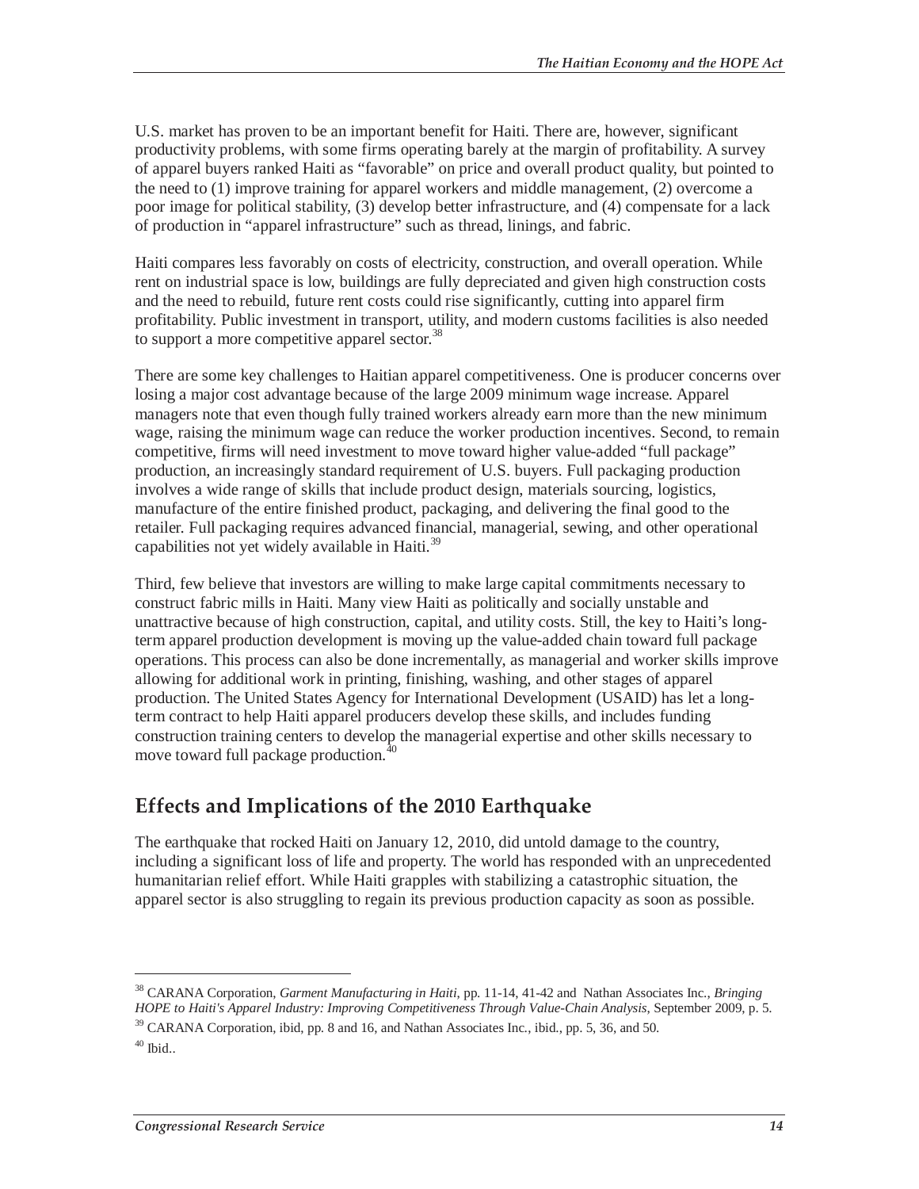U.S. market has proven to be an important benefit for Haiti. There are, however, significant productivity problems, with some firms operating barely at the margin of profitability. A survey of apparel buyers ranked Haiti as "favorable" on price and overall product quality, but pointed to the need to (1) improve training for apparel workers and middle management, (2) overcome a poor image for political stability, (3) develop better infrastructure, and (4) compensate for a lack of production in "apparel infrastructure" such as thread, linings, and fabric.

Haiti compares less favorably on costs of electricity, construction, and overall operation. While rent on industrial space is low, buildings are fully depreciated and given high construction costs and the need to rebuild, future rent costs could rise significantly, cutting into apparel firm profitability. Public investment in transport, utility, and modern customs facilities is also needed to support a more competitive apparel sector.[38]

There are some key challenges to Haitian apparel competitiveness. One is producer concerns over losing a major cost advantage because of the large 2009 minimum wage increase. Apparel managers note that even though fully trained workers already earn more than the new minimum wage, raising the minimum wage can reduce the worker production incentives. Second, to remain competitive, firms will need investment to move toward higher value-added "full package" production, an increasingly standard requirement of U.S. buyers. Full packaging production involves a wide range of skills that include product design, materials sourcing, logistics, manufacture of the entire finished product, packaging, and delivering the final good to the retailer. Full packaging requires advanced financial, managerial, sewing, and other operational capabilities not yet widely available in Haiti.[39]

Third, few believe that investors are willing to make large capital commitments necessary to construct fabric mills in Haiti. Many view Haiti as politically and socially unstable and unattractive because of high construction, capital, and utility costs. Still, the key to Haiti's long-term apparel production development is moving up the value-added chain toward full package operations. This process can also be done incrementally, as managerial and worker skills improve allowing for additional work in printing, finishing, washing, and other stages of apparel production. The United States Agency for International Development (USAID) has let a long-term contract to help Haiti apparel producers develop these skills, and includes funding construction training centers to develop the managerial expertise and other skills necessary to move toward full package production.[40]

## Effects and Implications of the 2010 Earthquake

The earthquake that rocked Haiti on January 12, 2010, did untold damage to the country, including a significant loss of life and property. The world has responded with an unprecedented humanitarian relief effort. While Haiti grapples with stabilizing a catastrophic situation, the apparel sector is also struggling to regain its previous production capacity as soon as possible.

---

[38] CARANA Corporation, *Garment Manufacturing in Haiti*, pp. 11-14, 41-42 and Nathan Associates Inc., *Bringing HOPE to Haiti's Apparel Industry: Improving Competitiveness Through Value-Chain Analysis*, September 2009, p. 5.

[39] CARANA Corporation, ibid, pp. 8 and 16, and Nathan Associates Inc., ibid., pp. 5, 36, and 50.

[40] Ibid..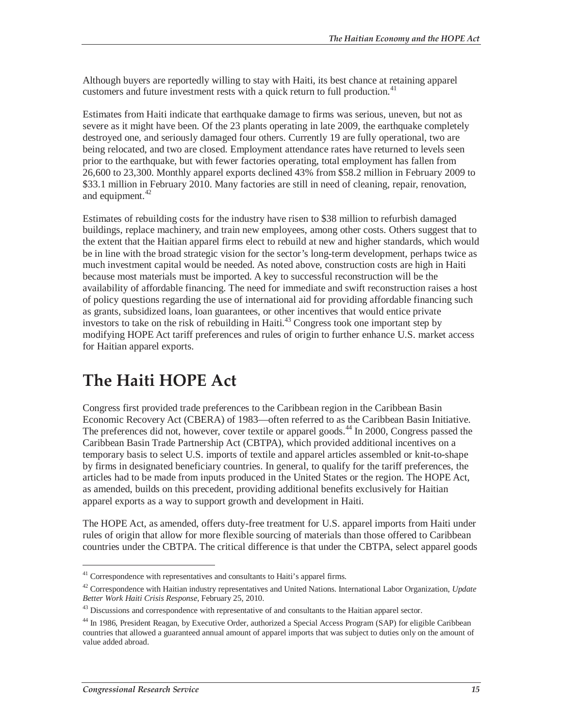Although buyers are reportedly willing to stay with Haiti, its best chance at retaining apparel customers and future investment rests with a quick return to full production.[41]

Estimates from Haiti indicate that earthquake damage to firms was serious, uneven, but not as severe as it might have been. Of the 23 plants operating in late 2009, the earthquake completely destroyed one, and seriously damaged four others. Currently 19 are fully operational, two are being relocated, and two are closed. Employment attendance rates have returned to levels seen prior to the earthquake, but with fewer factories operating, total employment has fallen from 26,600 to 23,300. Monthly apparel exports declined 43% from $58.2 million in February 2009 to $33.1 million in February 2010. Many factories are still in need of cleaning, repair, renovation, and equipment.[42]

Estimates of rebuilding costs for the industry have risen to $38 million to refurbish damaged buildings, replace machinery, and train new employees, among other costs. Others suggest that to the extent that the Haitian apparel firms elect to rebuild at new and higher standards, which would be in line with the broad strategic vision for the sector's long-term development, perhaps twice as much investment capital would be needed. As noted above, construction costs are high in Haiti because most materials must be imported. A key to successful reconstruction will be the availability of affordable financing. The need for immediate and swift reconstruction raises a host of policy questions regarding the use of international aid for providing affordable financing such as grants, subsidized loans, loan guarantees, or other incentives that would entice private investors to take on the risk of rebuilding in Haiti.[43] Congress took one important step by modifying HOPE Act tariff preferences and rules of origin to further enhance U.S. market access for Haitian apparel exports.

# The Haiti HOPE Act

Congress first provided trade preferences to the Caribbean region in the Caribbean Basin Economic Recovery Act (CBERA) of 1983—often referred to as the Caribbean Basin Initiative. The preferences did not, however, cover textile or apparel goods.[44] In 2000, Congress passed the Caribbean Basin Trade Partnership Act (CBTPA), which provided additional incentives on a temporary basis to select U.S. imports of textile and apparel articles assembled or knit-to-shape by firms in designated beneficiary countries. In general, to qualify for the tariff preferences, the articles had to be made from inputs produced in the United States or the region. The HOPE Act, as amended, builds on this precedent, providing additional benefits exclusively for Haitian apparel exports as a way to support growth and development in Haiti.

The HOPE Act, as amended, offers duty-free treatment for U.S. apparel imports from Haiti under rules of origin that allow for more flexible sourcing of materials than those offered to Caribbean countries under the CBTPA. The critical difference is that under the CBTPA, select apparel goods

---

[41] Correspondence with representatives and consultants to Haiti's apparel firms.

[42] Correspondence with Haitian industry representatives and United Nations. International Labor Organization, *Update Better Work Haiti Crisis Response*, February 25, 2010.

[43] Discussions and correspondence with representative of and consultants to the Haitian apparel sector.

[44] In 1986, President Reagan, by Executive Order, authorized a Special Access Program (SAP) for eligible Caribbean countries that allowed a guaranteed annual amount of apparel imports that was subject to duties only on the amount of value added abroad.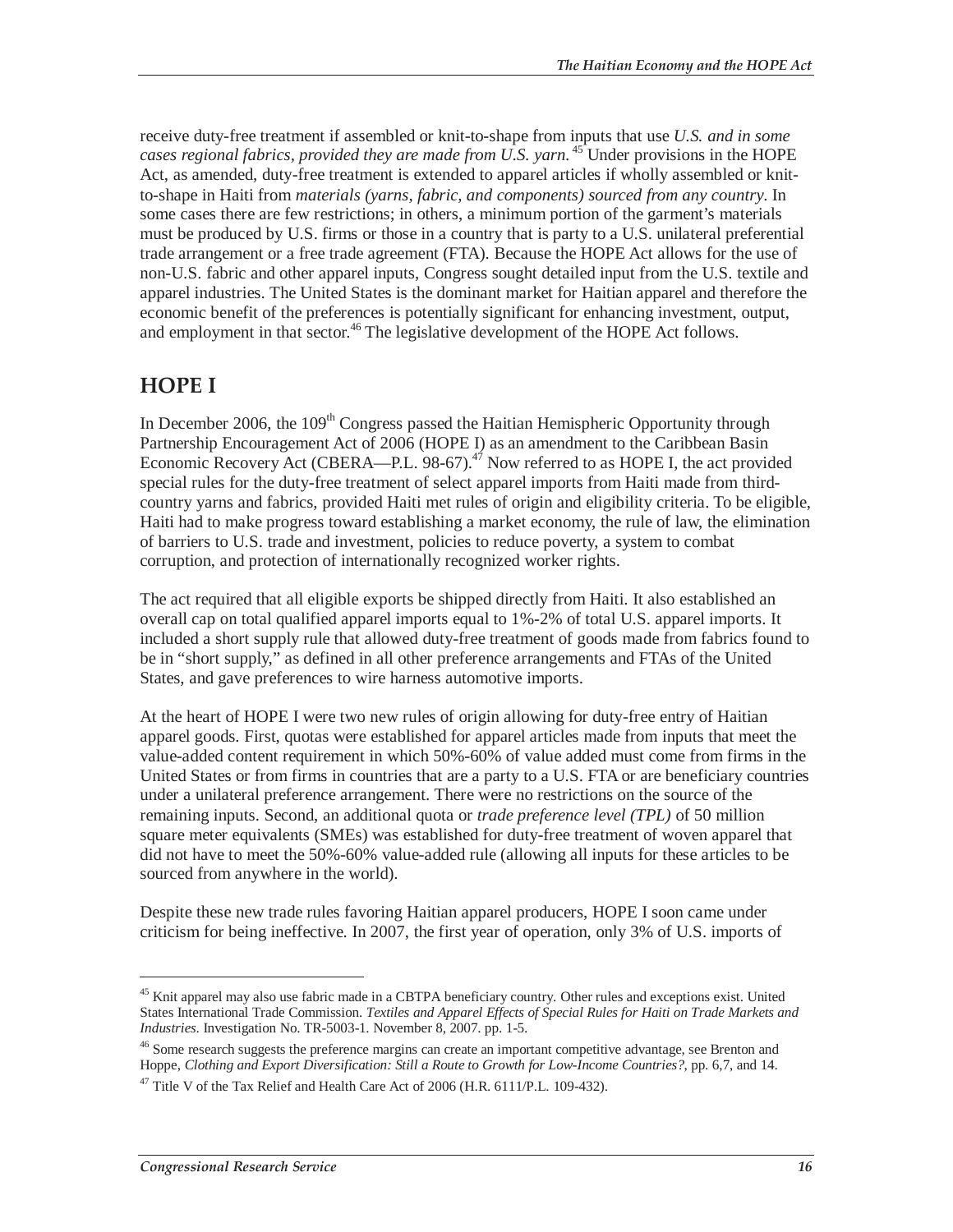receive duty-free treatment if assembled or knit-to-shape from inputs that use *U.S. and in some cases regional fabrics, provided they are made from U.S. yarn.*[45] Under provisions in the HOPE Act, as amended, duty-free treatment is extended to apparel articles if wholly assembled or knit-to-shape in Haiti from *materials (yarns, fabric, and components) sourced from any country*. In some cases there are few restrictions; in others, a minimum portion of the garment's materials must be produced by U.S. firms or those in a country that is party to a U.S. unilateral preferential trade arrangement or a free trade agreement (FTA). Because the HOPE Act allows for the use of non-U.S. fabric and other apparel inputs, Congress sought detailed input from the U.S. textile and apparel industries. The United States is the dominant market for Haitian apparel and therefore the economic benefit of the preferences is potentially significant for enhancing investment, output, and employment in that sector.[46] The legislative development of the HOPE Act follows.

## HOPE I

In December 2006, the 109th Congress passed the Haitian Hemispheric Opportunity through Partnership Encouragement Act of 2006 (HOPE I) as an amendment to the Caribbean Basin Economic Recovery Act (CBERA—P.L. 98-67).[47] Now referred to as HOPE I, the act provided special rules for the duty-free treatment of select apparel imports from Haiti made from third-country yarns and fabrics, provided Haiti met rules of origin and eligibility criteria. To be eligible, Haiti had to make progress toward establishing a market economy, the rule of law, the elimination of barriers to U.S. trade and investment, policies to reduce poverty, a system to combat corruption, and protection of internationally recognized worker rights.

The act required that all eligible exports be shipped directly from Haiti. It also established an overall cap on total qualified apparel imports equal to 1%-2% of total U.S. apparel imports. It included a short supply rule that allowed duty-free treatment of goods made from fabrics found to be in "short supply," as defined in all other preference arrangements and FTAs of the United States, and gave preferences to wire harness automotive imports.

At the heart of HOPE I were two new rules of origin allowing for duty-free entry of Haitian apparel goods. First, quotas were established for apparel articles made from inputs that meet the value-added content requirement in which 50%-60% of value added must come from firms in the United States or from firms in countries that are a party to a U.S. FTA or are beneficiary countries under a unilateral preference arrangement. There were no restrictions on the source of the remaining inputs. Second, an additional quota or *trade preference level (TPL)* of 50 million square meter equivalents (SMEs) was established for duty-free treatment of woven apparel that did not have to meet the 50%-60% value-added rule (allowing all inputs for these articles to be sourced from anywhere in the world).

Despite these new trade rules favoring Haitian apparel producers, HOPE I soon came under criticism for being ineffective. In 2007, the first year of operation, only 3% of U.S. imports of

---

[45] Knit apparel may also use fabric made in a CBTPA beneficiary country. Other rules and exceptions exist. United States International Trade Commission. *Textiles and Apparel Effects of Special Rules for Haiti on Trade Markets and Industries*. Investigation No. TR-5003-1. November 8, 2007. pp. 1-5.

[46] Some research suggests the preference margins can create an important competitive advantage, see Brenton and Hoppe, *Clothing and Export Diversification: Still a Route to Growth for Low-Income Countries?*, pp. 6,7, and 14.

[47] Title V of the Tax Relief and Health Care Act of 2006 (H.R. 6111/P.L. 109-432).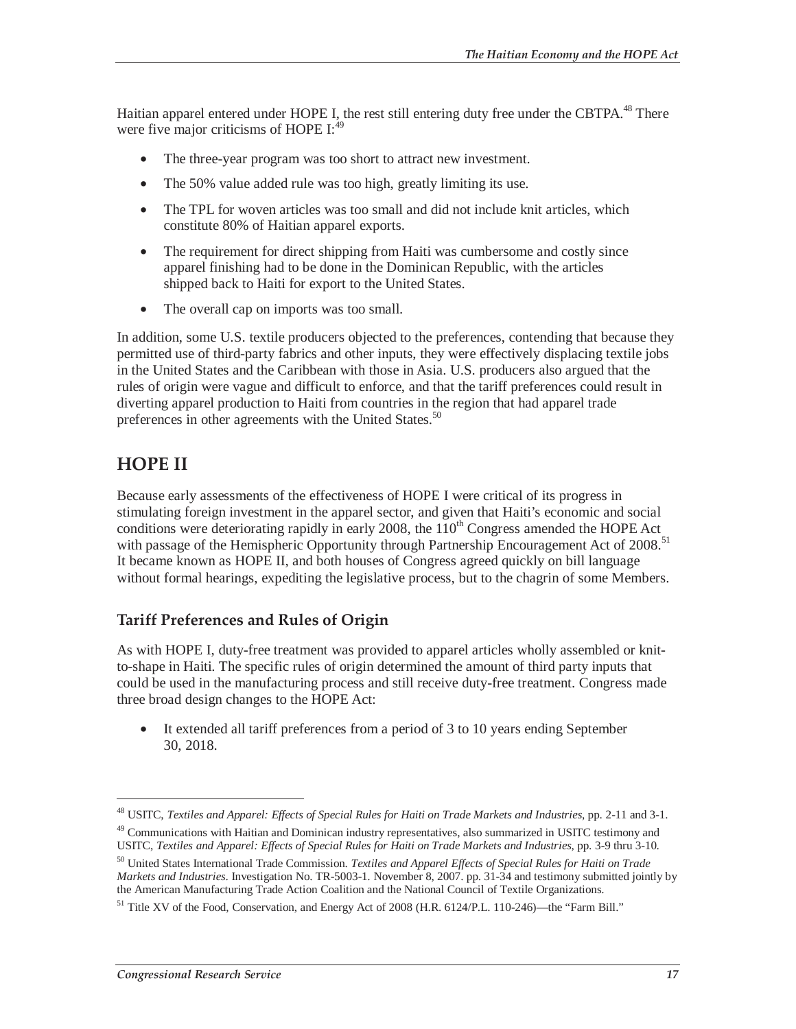Haitian apparel entered under HOPE I, the rest still entering duty free under the CBTPA.[48] There were five major criticisms of HOPE I:[49]

- The three-year program was too short to attract new investment.
- The 50% value added rule was too high, greatly limiting its use.
- The TPL for woven articles was too small and did not include knit articles, which constitute 80% of Haitian apparel exports.
- The requirement for direct shipping from Haiti was cumbersome and costly since apparel finishing had to be done in the Dominican Republic, with the articles shipped back to Haiti for export to the United States.
- The overall cap on imports was too small.

In addition, some U.S. textile producers objected to the preferences, contending that because they permitted use of third-party fabrics and other inputs, they were effectively displacing textile jobs in the United States and the Caribbean with those in Asia. U.S. producers also argued that the rules of origin were vague and difficult to enforce, and that the tariff preferences could result in diverting apparel production to Haiti from countries in the region that had apparel trade preferences in other agreements with the United States.[50]

## HOPE II

Because early assessments of the effectiveness of HOPE I were critical of its progress in stimulating foreign investment in the apparel sector, and given that Haiti's economic and social conditions were deteriorating rapidly in early 2008, the 110th Congress amended the HOPE Act with passage of the Hemispheric Opportunity through Partnership Encouragement Act of 2008.[51] It became known as HOPE II, and both houses of Congress agreed quickly on bill language without formal hearings, expediting the legislative process, but to the chagrin of some Members.

### Tariff Preferences and Rules of Origin

As with HOPE I, duty-free treatment was provided to apparel articles wholly assembled or knit-to-shape in Haiti. The specific rules of origin determined the amount of third party inputs that could be used in the manufacturing process and still receive duty-free treatment. Congress made three broad design changes to the HOPE Act:

- It extended all tariff preferences from a period of 3 to 10 years ending September 30, 2018.

---

[48] USITC, *Textiles and Apparel: Effects of Special Rules for Haiti on Trade Markets and Industries*, pp. 2-11 and 3-1.

[49] Communications with Haitian and Dominican industry representatives, also summarized in USITC testimony and USITC, *Textiles and Apparel: Effects of Special Rules for Haiti on Trade Markets and Industries*, pp. 3-9 thru 3-10.

[50] United States International Trade Commission. *Textiles and Apparel Effects of Special Rules for Haiti on Trade Markets and Industries*. Investigation No. TR-5003-1. November 8, 2007. pp. 31-34 and testimony submitted jointly by the American Manufacturing Trade Action Coalition and the National Council of Textile Organizations.

[51] Title XV of the Food, Conservation, and Energy Act of 2008 (H.R. 6124/P.L. 110-246)—the "Farm Bill."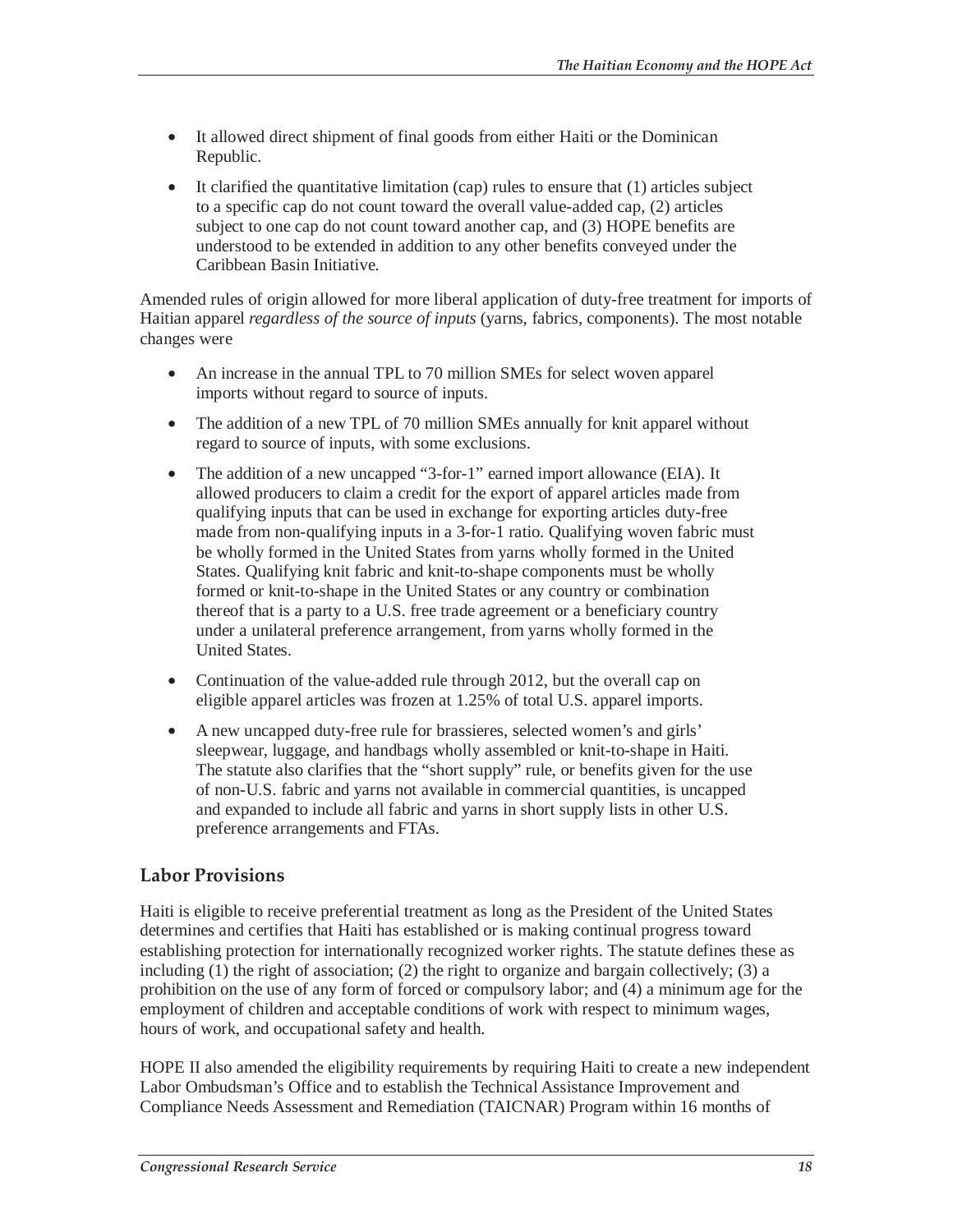- It allowed direct shipment of final goods from either Haiti or the Dominican Republic.
- It clarified the quantitative limitation (cap) rules to ensure that (1) articles subject to a specific cap do not count toward the overall value-added cap, (2) articles subject to one cap do not count toward another cap, and (3) HOPE benefits are understood to be extended in addition to any other benefits conveyed under the Caribbean Basin Initiative.

Amended rules of origin allowed for more liberal application of duty-free treatment for imports of Haitian apparel *regardless of the source of inputs* (yarns, fabrics, components). The most notable changes were

- An increase in the annual TPL to 70 million SMEs for select woven apparel imports without regard to source of inputs.
- The addition of a new TPL of 70 million SMEs annually for knit apparel without regard to source of inputs, with some exclusions.
- The addition of a new uncapped "3-for-1" earned import allowance (EIA). It allowed producers to claim a credit for the export of apparel articles made from qualifying inputs that can be used in exchange for exporting articles duty-free made from non-qualifying inputs in a 3-for-1 ratio. Qualifying woven fabric must be wholly formed in the United States from yarns wholly formed in the United States. Qualifying knit fabric and knit-to-shape components must be wholly formed or knit-to-shape in the United States or any country or combination thereof that is a party to a U.S. free trade agreement or a beneficiary country under a unilateral preference arrangement, from yarns wholly formed in the United States.
- Continuation of the value-added rule through 2012, but the overall cap on eligible apparel articles was frozen at 1.25% of total U.S. apparel imports.
- A new uncapped duty-free rule for brassieres, selected women's and girls' sleepwear, luggage, and handbags wholly assembled or knit-to-shape in Haiti. The statute also clarifies that the "short supply" rule, or benefits given for the use of non-U.S. fabric and yarns not available in commercial quantities, is uncapped and expanded to include all fabric and yarns in short supply lists in other U.S. preference arrangements and FTAs.

## Labor Provisions

Haiti is eligible to receive preferential treatment as long as the President of the United States determines and certifies that Haiti has established or is making continual progress toward establishing protection for internationally recognized worker rights. The statute defines these as including (1) the right of association; (2) the right to organize and bargain collectively; (3) a prohibition on the use of any form of forced or compulsory labor; and (4) a minimum age for the employment of children and acceptable conditions of work with respect to minimum wages, hours of work, and occupational safety and health.

HOPE II also amended the eligibility requirements by requiring Haiti to create a new independent Labor Ombudsman's Office and to establish the Technical Assistance Improvement and Compliance Needs Assessment and Remediation (TAICNAR) Program within 16 months of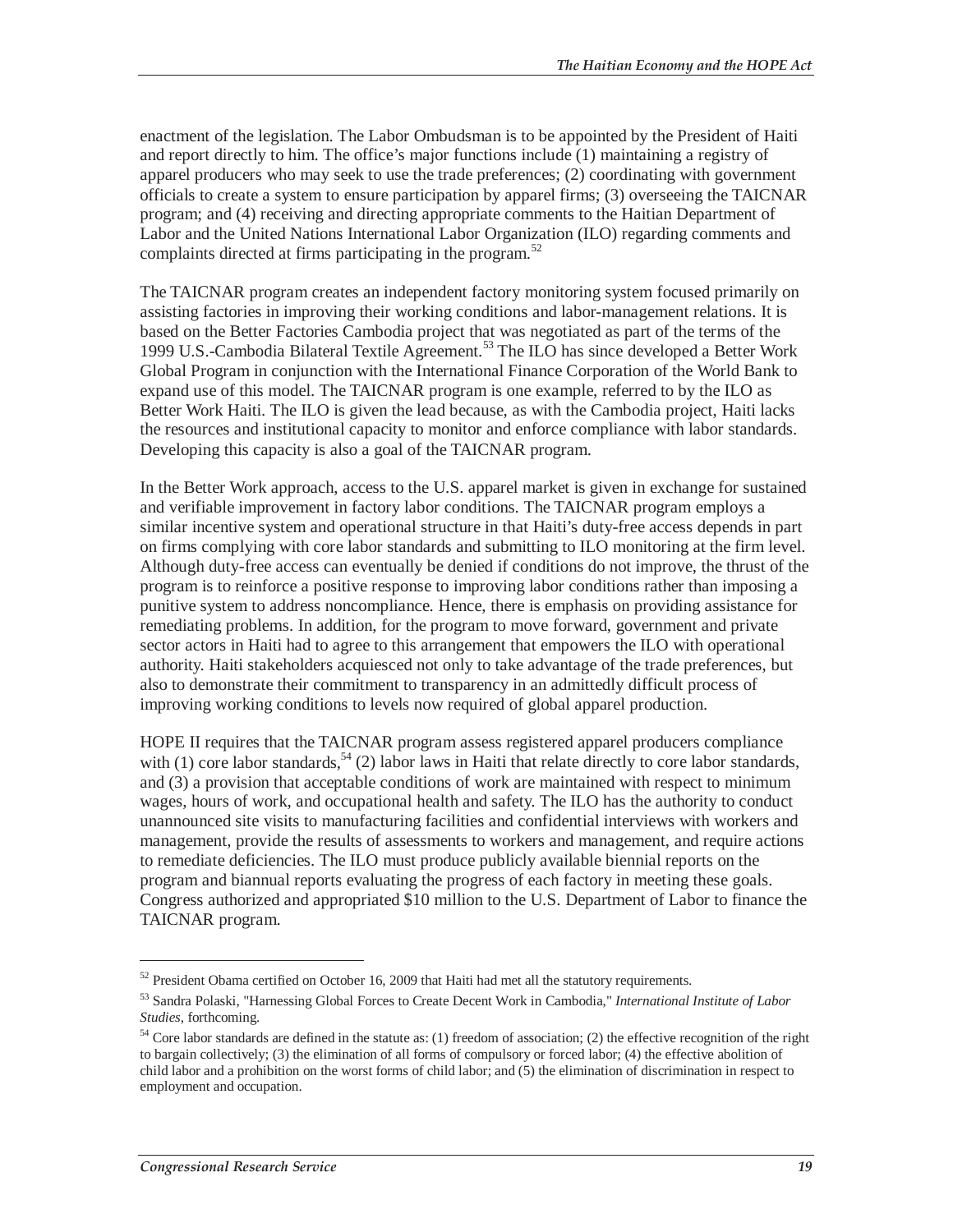enactment of the legislation. The Labor Ombudsman is to be appointed by the President of Haiti and report directly to him. The office's major functions include (1) maintaining a registry of apparel producers who may seek to use the trade preferences; (2) coordinating with government officials to create a system to ensure participation by apparel firms; (3) overseeing the TAICNAR program; and (4) receiving and directing appropriate comments to the Haitian Department of Labor and the United Nations International Labor Organization (ILO) regarding comments and complaints directed at firms participating in the program.[52]

The TAICNAR program creates an independent factory monitoring system focused primarily on assisting factories in improving their working conditions and labor-management relations. It is based on the Better Factories Cambodia project that was negotiated as part of the terms of the 1999 U.S.-Cambodia Bilateral Textile Agreement.[53] The ILO has since developed a Better Work Global Program in conjunction with the International Finance Corporation of the World Bank to expand use of this model. The TAICNAR program is one example, referred to by the ILO as Better Work Haiti. The ILO is given the lead because, as with the Cambodia project, Haiti lacks the resources and institutional capacity to monitor and enforce compliance with labor standards. Developing this capacity is also a goal of the TAICNAR program.

In the Better Work approach, access to the U.S. apparel market is given in exchange for sustained and verifiable improvement in factory labor conditions. The TAICNAR program employs a similar incentive system and operational structure in that Haiti's duty-free access depends in part on firms complying with core labor standards and submitting to ILO monitoring at the firm level. Although duty-free access can eventually be denied if conditions do not improve, the thrust of the program is to reinforce a positive response to improving labor conditions rather than imposing a punitive system to address noncompliance. Hence, there is emphasis on providing assistance for remediating problems. In addition, for the program to move forward, government and private sector actors in Haiti had to agree to this arrangement that empowers the ILO with operational authority. Haiti stakeholders acquiesced not only to take advantage of the trade preferences, but also to demonstrate their commitment to transparency in an admittedly difficult process of improving working conditions to levels now required of global apparel production.

HOPE II requires that the TAICNAR program assess registered apparel producers compliance with (1) core labor standards,[54] (2) labor laws in Haiti that relate directly to core labor standards, and (3) a provision that acceptable conditions of work are maintained with respect to minimum wages, hours of work, and occupational health and safety. The ILO has the authority to conduct unannounced site visits to manufacturing facilities and confidential interviews with workers and management, provide the results of assessments to workers and management, and require actions to remediate deficiencies. The ILO must produce publicly available biennial reports on the program and biannual reports evaluating the progress of each factory in meeting these goals. Congress authorized and appropriated $10 million to the U.S. Department of Labor to finance the TAICNAR program.

---

[52] President Obama certified on October 16, 2009 that Haiti had met all the statutory requirements.

[53] Sandra Polaski, "Harnessing Global Forces to Create Decent Work in Cambodia," *International Institute of Labor Studies*, forthcoming.

[54] Core labor standards are defined in the statute as: (1) freedom of association; (2) the effective recognition of the right to bargain collectively; (3) the elimination of all forms of compulsory or forced labor; (4) the effective abolition of child labor and a prohibition on the worst forms of child labor; and (5) the elimination of discrimination in respect to employment and occupation.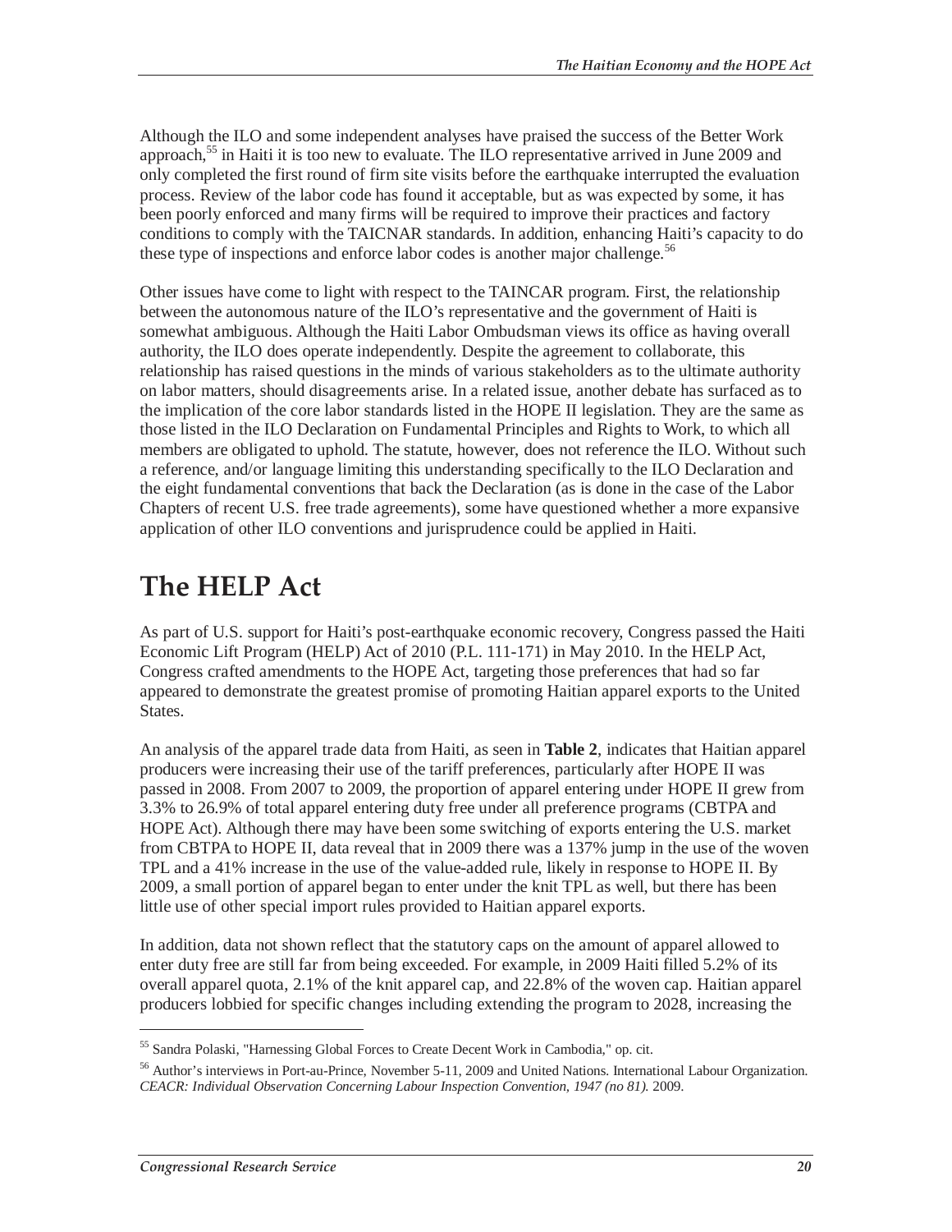Although the ILO and some independent analyses have praised the success of the Better Work approach,[55] in Haiti it is too new to evaluate. The ILO representative arrived in June 2009 and only completed the first round of firm site visits before the earthquake interrupted the evaluation process. Review of the labor code has found it acceptable, but as was expected by some, it has been poorly enforced and many firms will be required to improve their practices and factory conditions to comply with the TAICNAR standards. In addition, enhancing Haiti's capacity to do these type of inspections and enforce labor codes is another major challenge.[56]

Other issues have come to light with respect to the TAINCAR program. First, the relationship between the autonomous nature of the ILO's representative and the government of Haiti is somewhat ambiguous. Although the Haiti Labor Ombudsman views its office as having overall authority, the ILO does operate independently. Despite the agreement to collaborate, this relationship has raised questions in the minds of various stakeholders as to the ultimate authority on labor matters, should disagreements arise. In a related issue, another debate has surfaced as to the implication of the core labor standards listed in the HOPE II legislation. They are the same as those listed in the ILO Declaration on Fundamental Principles and Rights to Work, to which all members are obligated to uphold. The statute, however, does not reference the ILO. Without such a reference, and/or language limiting this understanding specifically to the ILO Declaration and the eight fundamental conventions that back the Declaration (as is done in the case of the Labor Chapters of recent U.S. free trade agreements), some have questioned whether a more expansive application of other ILO conventions and jurisprudence could be applied in Haiti.

# The HELP Act

As part of U.S. support for Haiti's post-earthquake economic recovery, Congress passed the Haiti Economic Lift Program (HELP) Act of 2010 (P.L. 111-171) in May 2010. In the HELP Act, Congress crafted amendments to the HOPE Act, targeting those preferences that had so far appeared to demonstrate the greatest promise of promoting Haitian apparel exports to the United States.

An analysis of the apparel trade data from Haiti, as seen in **Table 2**, indicates that Haitian apparel producers were increasing their use of the tariff preferences, particularly after HOPE II was passed in 2008. From 2007 to 2009, the proportion of apparel entering under HOPE II grew from 3.3% to 26.9% of total apparel entering duty free under all preference programs (CBTPA and HOPE Act). Although there may have been some switching of exports entering the U.S. market from CBTPA to HOPE II, data reveal that in 2009 there was a 137% jump in the use of the woven TPL and a 41% increase in the use of the value-added rule, likely in response to HOPE II. By 2009, a small portion of apparel began to enter under the knit TPL as well, but there has been little use of other special import rules provided to Haitian apparel exports.

In addition, data not shown reflect that the statutory caps on the amount of apparel allowed to enter duty free are still far from being exceeded. For example, in 2009 Haiti filled 5.2% of its overall apparel quota, 2.1% of the knit apparel cap, and 22.8% of the woven cap. Haitian apparel producers lobbied for specific changes including extending the program to 2028, increasing the

---

[55] Sandra Polaski, "Harnessing Global Forces to Create Decent Work in Cambodia," op. cit.

[56] Author's interviews in Port-au-Prince, November 5-11, 2009 and United Nations. International Labour Organization. *CEACR: Individual Observation Concerning Labour Inspection Convention, 1947 (no 81).* 2009.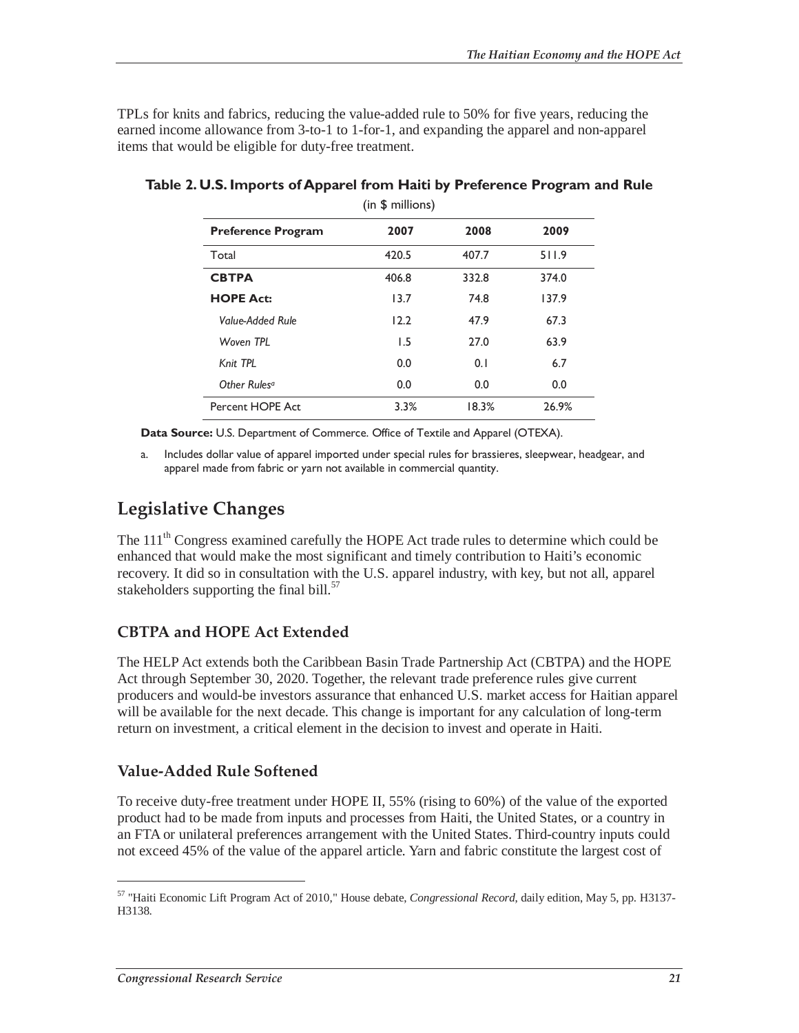TPLs for knits and fabrics, reducing the value-added rule to 50% for five years, reducing the earned income allowance from 3-to-1 to 1-for-1, and expanding the apparel and non-apparel items that would be eligible for duty-free treatment.

**Table 2. U.S. Imports of Apparel from Haiti by Preference Program and Rule**

(in $ millions)

| Preference Program | 2007 | 2008 | 2009 |
|---|---|---|---|
| Total | 420.5 | 407.7 | 511.9 |
| **CBTPA** | 406.8 | 332.8 | 374.0 |
| **HOPE Act:** | 13.7 | 74.8 | 137.9 |
| *Value-Added Rule* | 12.2 | 47.9 | 67.3 |
| *Woven TPL* | 1.5 | 27.0 | 63.9 |
| *Knit TPL* | 0.0 | 0.1 | 6.7 |
| *Other Rules*[a] | 0.0 | 0.0 | 0.0 |
| Percent HOPE Act | 3.3% | 18.3% | 26.9% |

**Data Source:** U.S. Department of Commerce. Office of Textile and Apparel (OTEXA).

a. Includes dollar value of apparel imported under special rules for brassieres, sleepwear, headgear, and apparel made from fabric or yarn not available in commercial quantity.

## Legislative Changes

The 111th Congress examined carefully the HOPE Act trade rules to determine which could be enhanced that would make the most significant and timely contribution to Haiti's economic recovery. It did so in consultation with the U.S. apparel industry, with key, but not all, apparel stakeholders supporting the final bill.[57]

### CBTPA and HOPE Act Extended

The HELP Act extends both the Caribbean Basin Trade Partnership Act (CBTPA) and the HOPE Act through September 30, 2020. Together, the relevant trade preference rules give current producers and would-be investors assurance that enhanced U.S. market access for Haitian apparel will be available for the next decade. This change is important for any calculation of long-term return on investment, a critical element in the decision to invest and operate in Haiti.

### Value-Added Rule Softened

To receive duty-free treatment under HOPE II, 55% (rising to 60%) of the value of the exported product had to be made from inputs and processes from Haiti, the United States, or a country in an FTA or unilateral preferences arrangement with the United States. Third-country inputs could not exceed 45% of the value of the apparel article. Yarn and fabric constitute the largest cost of

---

[57] "Haiti Economic Lift Program Act of 2010," House debate, *Congressional Record*, daily edition, May 5, pp. H3137-H3138.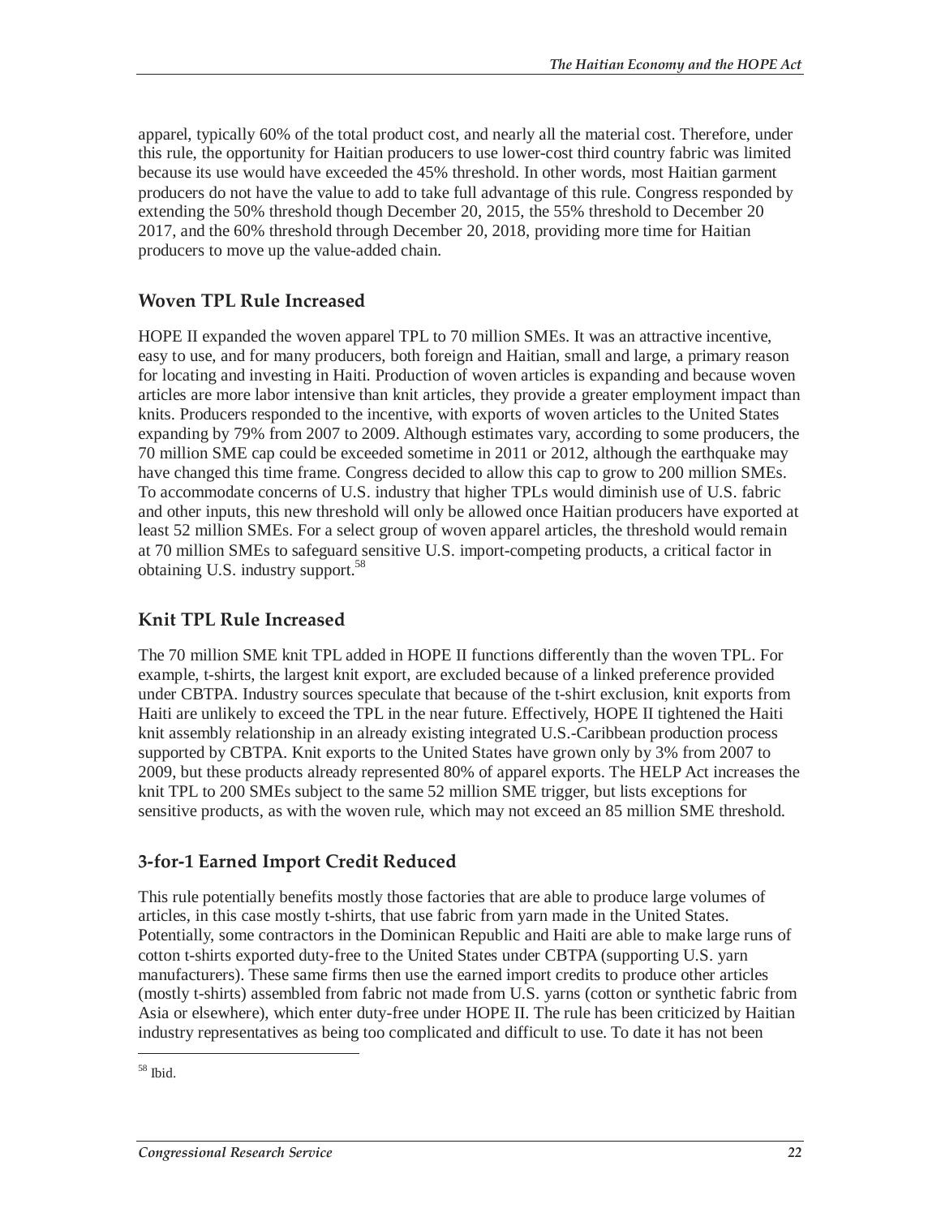apparel, typically 60% of the total product cost, and nearly all the material cost. Therefore, under this rule, the opportunity for Haitian producers to use lower-cost third country fabric was limited because its use would have exceeded the 45% threshold. In other words, most Haitian garment producers do not have the value to add to take full advantage of this rule. Congress responded by extending the 50% threshold though December 20, 2015, the 55% threshold to December 20 2017, and the 60% threshold through December 20, 2018, providing more time for Haitian producers to move up the value-added chain.

### Woven TPL Rule Increased

HOPE II expanded the woven apparel TPL to 70 million SMEs. It was an attractive incentive, easy to use, and for many producers, both foreign and Haitian, small and large, a primary reason for locating and investing in Haiti. Production of woven articles is expanding and because woven articles are more labor intensive than knit articles, they provide a greater employment impact than knits. Producers responded to the incentive, with exports of woven articles to the United States expanding by 79% from 2007 to 2009. Although estimates vary, according to some producers, the 70 million SME cap could be exceeded sometime in 2011 or 2012, although the earthquake may have changed this time frame. Congress decided to allow this cap to grow to 200 million SMEs. To accommodate concerns of U.S. industry that higher TPLs would diminish use of U.S. fabric and other inputs, this new threshold will only be allowed once Haitian producers have exported at least 52 million SMEs. For a select group of woven apparel articles, the threshold would remain at 70 million SMEs to safeguard sensitive U.S. import-competing products, a critical factor in obtaining U.S. industry support.[58]

### Knit TPL Rule Increased

The 70 million SME knit TPL added in HOPE II functions differently than the woven TPL. For example, t-shirts, the largest knit export, are excluded because of a linked preference provided under CBTPA. Industry sources speculate that because of the t-shirt exclusion, knit exports from Haiti are unlikely to exceed the TPL in the near future. Effectively, HOPE II tightened the Haiti knit assembly relationship in an already existing integrated U.S.-Caribbean production process supported by CBTPA. Knit exports to the United States have grown only by 3% from 2007 to 2009, but these products already represented 80% of apparel exports. The HELP Act increases the knit TPL to 200 SMEs subject to the same 52 million SME trigger, but lists exceptions for sensitive products, as with the woven rule, which may not exceed an 85 million SME threshold.

### 3-for-1 Earned Import Credit Reduced

This rule potentially benefits mostly those factories that are able to produce large volumes of articles, in this case mostly t-shirts, that use fabric from yarn made in the United States. Potentially, some contractors in the Dominican Republic and Haiti are able to make large runs of cotton t-shirts exported duty-free to the United States under CBTPA (supporting U.S. yarn manufacturers). These same firms then use the earned import credits to produce other articles (mostly t-shirts) assembled from fabric not made from U.S. yarns (cotton or synthetic fabric from Asia or elsewhere), which enter duty-free under HOPE II. The rule has been criticized by Haitian industry representatives as being too complicated and difficult to use. To date it has not been

[58] Ibid.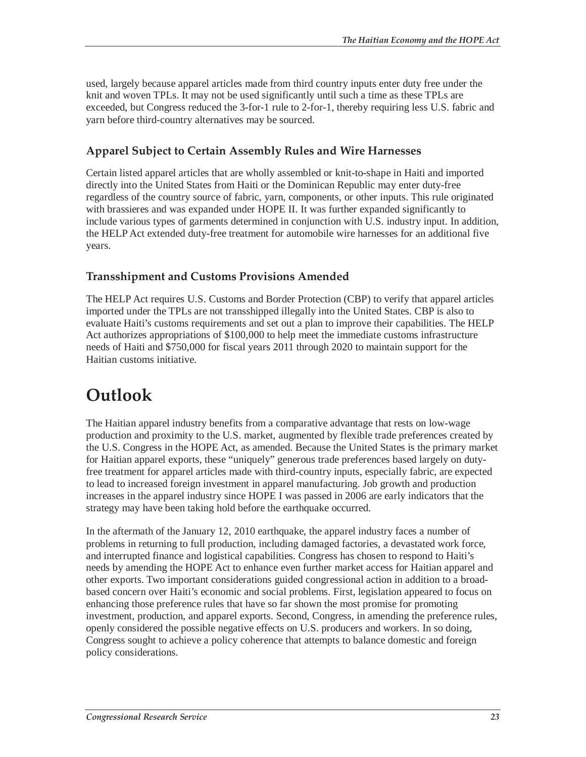used, largely because apparel articles made from third country inputs enter duty free under the knit and woven TPLs. It may not be used significantly until such a time as these TPLs are exceeded, but Congress reduced the 3-for-1 rule to 2-for-1, thereby requiring less U.S. fabric and yarn before third-country alternatives may be sourced.

### Apparel Subject to Certain Assembly Rules and Wire Harnesses

Certain listed apparel articles that are wholly assembled or knit-to-shape in Haiti and imported directly into the United States from Haiti or the Dominican Republic may enter duty-free regardless of the country source of fabric, yarn, components, or other inputs. This rule originated with brassieres and was expanded under HOPE II. It was further expanded significantly to include various types of garments determined in conjunction with U.S. industry input. In addition, the HELP Act extended duty-free treatment for automobile wire harnesses for an additional five years.

### Transshipment and Customs Provisions Amended

The HELP Act requires U.S. Customs and Border Protection (CBP) to verify that apparel articles imported under the TPLs are not transshipped illegally into the United States. CBP is also to evaluate Haiti's customs requirements and set out a plan to improve their capabilities. The HELP Act authorizes appropriations of $100,000 to help meet the immediate customs infrastructure needs of Haiti and $750,000 for fiscal years 2011 through 2020 to maintain support for the Haitian customs initiative.

# Outlook

The Haitian apparel industry benefits from a comparative advantage that rests on low-wage production and proximity to the U.S. market, augmented by flexible trade preferences created by the U.S. Congress in the HOPE Act, as amended. Because the United States is the primary market for Haitian apparel exports, these "uniquely" generous trade preferences based largely on duty-free treatment for apparel articles made with third-country inputs, especially fabric, are expected to lead to increased foreign investment in apparel manufacturing. Job growth and production increases in the apparel industry since HOPE I was passed in 2006 are early indicators that the strategy may have been taking hold before the earthquake occurred.

In the aftermath of the January 12, 2010 earthquake, the apparel industry faces a number of problems in returning to full production, including damaged factories, a devastated work force, and interrupted finance and logistical capabilities. Congress has chosen to respond to Haiti's needs by amending the HOPE Act to enhance even further market access for Haitian apparel and other exports. Two important considerations guided congressional action in addition to a broad-based concern over Haiti's economic and social problems. First, legislation appeared to focus on enhancing those preference rules that have so far shown the most promise for promoting investment, production, and apparel exports. Second, Congress, in amending the preference rules, openly considered the possible negative effects on U.S. producers and workers. In so doing, Congress sought to achieve a policy coherence that attempts to balance domestic and foreign policy considerations.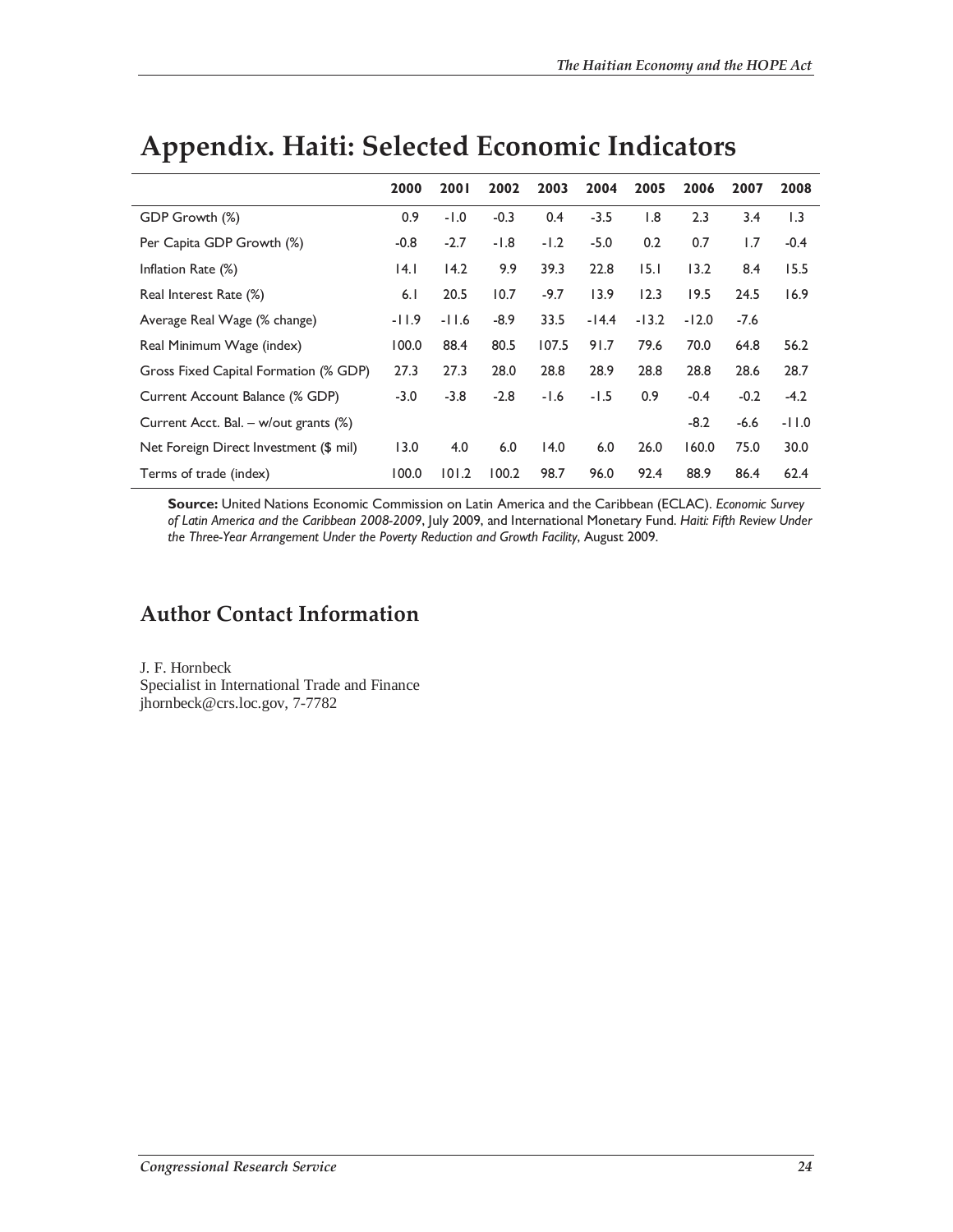# Appendix. Haiti: Selected Economic Indicators

| | 2000 | 2001 | 2002 | 2003 | 2004 | 2005 | 2006 | 2007 | 2008 |
|---|---|---|---|---|---|---|---|---|---|
| GDP Growth (%) | 0.9 | -1.0 | -0.3 | 0.4 | -3.5 | 1.8 | 2.3 | 3.4 | 1.3 |
| Per Capita GDP Growth (%) | -0.8 | -2.7 | -1.8 | -1.2 | -5.0 | 0.2 | 0.7 | 1.7 | -0.4 |
| Inflation Rate (%) | 14.1 | 14.2 | 9.9 | 39.3 | 22.8 | 15.1 | 13.2 | 8.4 | 15.5 |
| Real Interest Rate (%) | 6.1 | 20.5 | 10.7 | -9.7 | 13.9 | 12.3 | 19.5 | 24.5 | 16.9 |
| Average Real Wage (% change) | -11.9 | -11.6 | -8.9 | 33.5 | -14.4 | -13.2 | -12.0 | -7.6 | |
| Real Minimum Wage (index) | 100.0 | 88.4 | 80.5 | 107.5 | 91.7 | 79.6 | 70.0 | 64.8 | 56.2 |
| Gross Fixed Capital Formation (% GDP) | 27.3 | 27.3 | 28.0 | 28.8 | 28.9 | 28.8 | 28.8 | 28.6 | 28.7 |
| Current Account Balance (% GDP) | -3.0 | -3.8 | -2.8 | -1.6 | -1.5 | 0.9 | -0.4 | -0.2 | -4.2 |
| Current Acct. Bal. – w/out grants (%) | | | | | | | -8.2 | -6.6 | -11.0 |
| Net Foreign Direct Investment ($ mil) | 13.0 | 4.0 | 6.0 | 14.0 | 6.0 | 26.0 | 160.0 | 75.0 | 30.0 |
| Terms of trade (index) | 100.0 | 101.2 | 100.2 | 98.7 | 96.0 | 92.4 | 88.9 | 86.4 | 62.4 |

**Source:** United Nations Economic Commission on Latin America and the Caribbean (ECLAC). *Economic Survey of Latin America and the Caribbean 2008-2009*, July 2009, and International Monetary Fund. *Haiti: Fifth Review Under the Three-Year Arrangement Under the Poverty Reduction and Growth Facility*, August 2009.

## Author Contact Information

J. F. Hornbeck
Specialist in International Trade and Finance
jhornbeck@crs.loc.gov, 7-7782